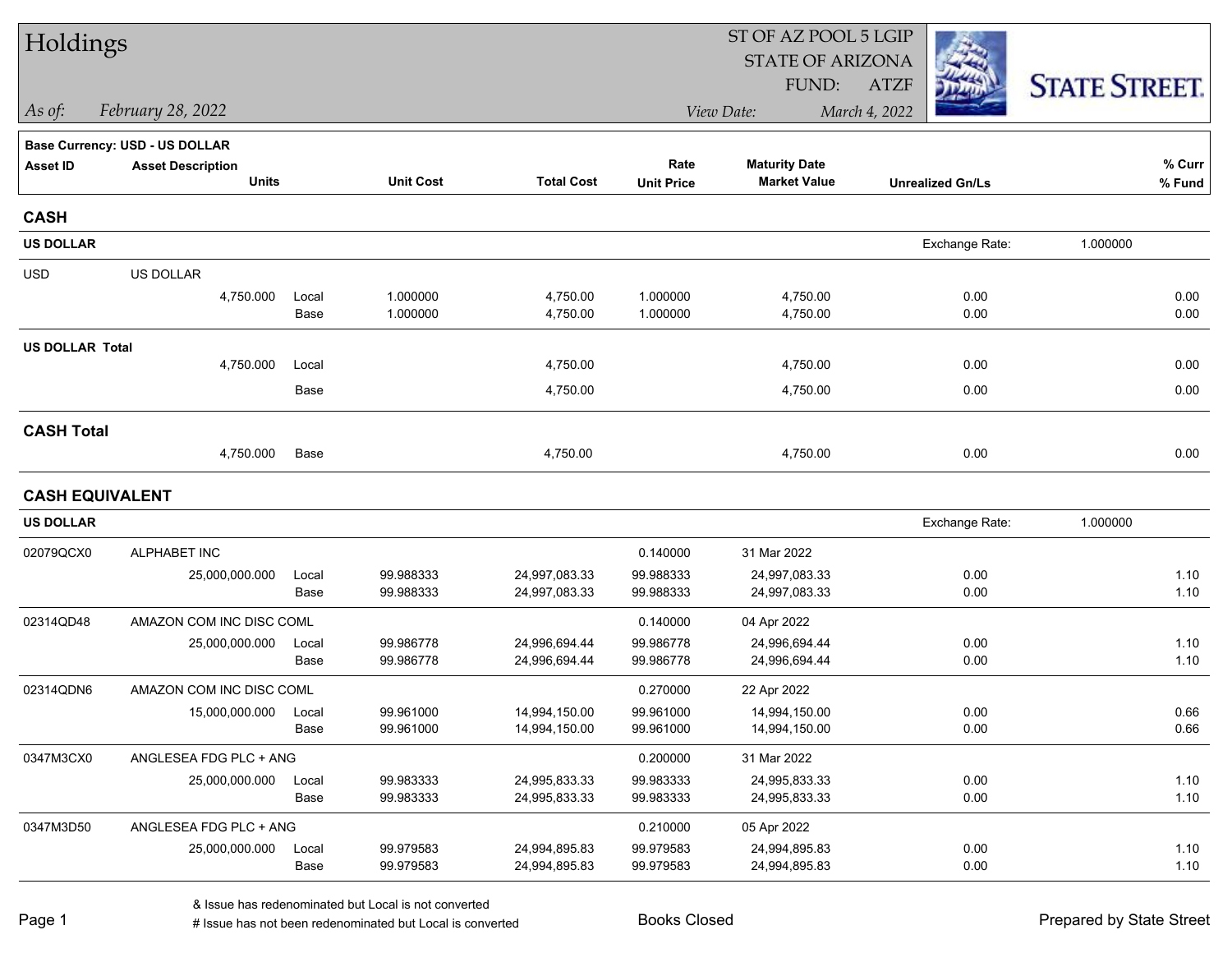# Holdings

ST OF AZ POOL 5 LGIP
STATE OF ARIZONA
FUND: ATZF

*As of:* *February 28, 2022*

*View Date:* *March 4, 2022*

STATE STREET.

**Base Currency: USD - US DOLLAR**

| Asset ID | Asset Description / Units | | Unit Cost | Total Cost | Rate / Unit Price | Maturity Date / Market Value | Unrealized Gn/Ls | % Curr / % Fund |
|---|---|---|---|---|---|---|---|---|
| **CASH** | | | | | | | | |
| **US DOLLAR** | | | | | | | Exchange Rate: | 1.000000 |
| USD | US DOLLAR | | | | | | | |
| | 4,750.000 | Local | 1.000000 | 4,750.00 | 1.000000 | 4,750.00 | 0.00 | 0.00 |
| | | Base | 1.000000 | 4,750.00 | 1.000000 | 4,750.00 | 0.00 | 0.00 |
| **US DOLLAR Total** | | | | | | | | |
| | 4,750.000 | Local | | 4,750.00 | | 4,750.00 | 0.00 | 0.00 |
| | | Base | | 4,750.00 | | 4,750.00 | 0.00 | 0.00 |
| **CASH Total** | | | | | | | | |
| | 4,750.000 | Base | | 4,750.00 | | 4,750.00 | 0.00 | 0.00 |
| **CASH EQUIVALENT** | | | | | | | | |
| **US DOLLAR** | | | | | | | Exchange Rate: | 1.000000 |
| 02079QCX0 | ALPHABET INC | | | | 0.140000 | 31 Mar 2022 | | |
| | 25,000,000.000 | Local | 99.988333 | 24,997,083.33 | 99.988333 | 24,997,083.33 | 0.00 | 1.10 |
| | | Base | 99.988333 | 24,997,083.33 | 99.988333 | 24,997,083.33 | 0.00 | 1.10 |
| 02314QD48 | AMAZON COM INC DISC COML | | | | 0.140000 | 04 Apr 2022 | | |
| | 25,000,000.000 | Local | 99.986778 | 24,996,694.44 | 99.986778 | 24,996,694.44 | 0.00 | 1.10 |
| | | Base | 99.986778 | 24,996,694.44 | 99.986778 | 24,996,694.44 | 0.00 | 1.10 |
| 02314QDN6 | AMAZON COM INC DISC COML | | | | 0.270000 | 22 Apr 2022 | | |
| | 15,000,000.000 | Local | 99.961000 | 14,994,150.00 | 99.961000 | 14,994,150.00 | 0.00 | 0.66 |
| | | Base | 99.961000 | 14,994,150.00 | 99.961000 | 14,994,150.00 | 0.00 | 0.66 |
| 0347M3CX0 | ANGLESEA FDG PLC + ANG | | | | 0.200000 | 31 Mar 2022 | | |
| | 25,000,000.000 | Local | 99.983333 | 24,995,833.33 | 99.983333 | 24,995,833.33 | 0.00 | 1.10 |
| | | Base | 99.983333 | 24,995,833.33 | 99.983333 | 24,995,833.33 | 0.00 | 1.10 |
| 0347M3D50 | ANGLESEA FDG PLC + ANG | | | | 0.210000 | 05 Apr 2022 | | |
| | 25,000,000.000 | Local | 99.979583 | 24,994,895.83 | 99.979583 | 24,994,895.83 | 0.00 | 1.10 |
| | | Base | 99.979583 | 24,994,895.83 | 99.979583 | 24,994,895.83 | 0.00 | 1.10 |

& Issue has redenominated but Local is not converted
# Issue has not been redenominated but Local is converted

Books Closed

Prepared by State Street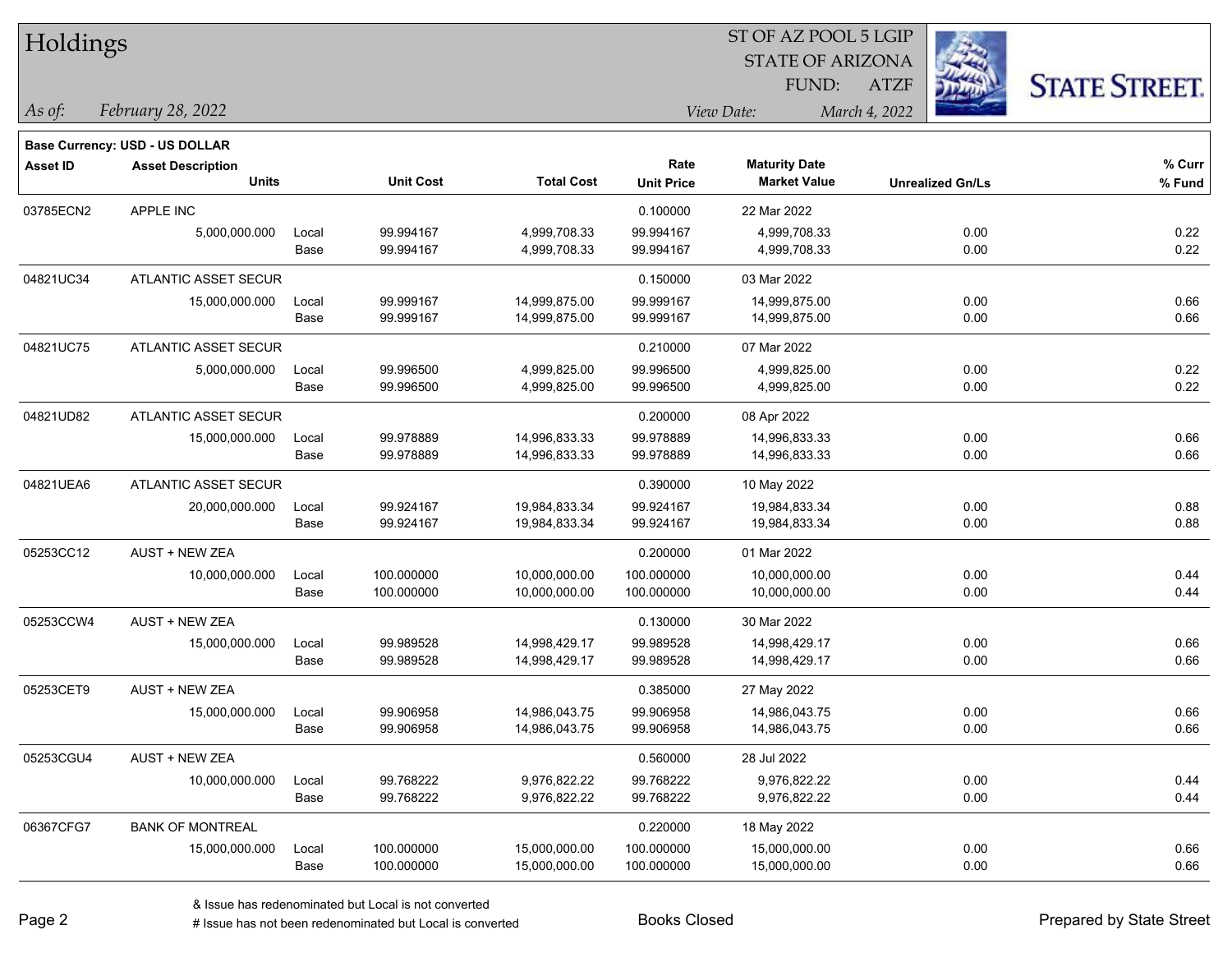# Holdings

ST OF AZ POOL 5 LGIP
STATE OF ARIZONA
FUND: ATZF

*As of:* *February 28, 2022*

*View Date:* *March 4, 2022*

**Base Currency: USD - US DOLLAR**

| Asset ID | Asset Description / Units | | Unit Cost | Total Cost | Rate / Unit Price | Maturity Date / Market Value | Unrealized Gn/Ls | % Curr / % Fund |
|---|---|---|---|---|---|---|---|---|
| 03785ECN2 | APPLE INC | | | | 0.100000 | 22 Mar 2022 | | |
| | 5,000,000.000 | Local | 99.994167 | 4,999,708.33 | 99.994167 | 4,999,708.33 | 0.00 | 0.22 |
| | | Base | 99.994167 | 4,999,708.33 | 99.994167 | 4,999,708.33 | 0.00 | 0.22 |
| 04821UC34 | ATLANTIC ASSET SECUR | | | | 0.150000 | 03 Mar 2022 | | |
| | 15,000,000.000 | Local | 99.999167 | 14,999,875.00 | 99.999167 | 14,999,875.00 | 0.00 | 0.66 |
| | | Base | 99.999167 | 14,999,875.00 | 99.999167 | 14,999,875.00 | 0.00 | 0.66 |
| 04821UC75 | ATLANTIC ASSET SECUR | | | | 0.210000 | 07 Mar 2022 | | |
| | 5,000,000.000 | Local | 99.996500 | 4,999,825.00 | 99.996500 | 4,999,825.00 | 0.00 | 0.22 |
| | | Base | 99.996500 | 4,999,825.00 | 99.996500 | 4,999,825.00 | 0.00 | 0.22 |
| 04821UD82 | ATLANTIC ASSET SECUR | | | | 0.200000 | 08 Apr 2022 | | |
| | 15,000,000.000 | Local | 99.978889 | 14,996,833.33 | 99.978889 | 14,996,833.33 | 0.00 | 0.66 |
| | | Base | 99.978889 | 14,996,833.33 | 99.978889 | 14,996,833.33 | 0.00 | 0.66 |
| 04821UEA6 | ATLANTIC ASSET SECUR | | | | 0.390000 | 10 May 2022 | | |
| | 20,000,000.000 | Local | 99.924167 | 19,984,833.34 | 99.924167 | 19,984,833.34 | 0.00 | 0.88 |
| | | Base | 99.924167 | 19,984,833.34 | 99.924167 | 19,984,833.34 | 0.00 | 0.88 |
| 05253CC12 | AUST + NEW ZEA | | | | 0.200000 | 01 Mar 2022 | | |
| | 10,000,000.000 | Local | 100.000000 | 10,000,000.00 | 100.000000 | 10,000,000.00 | 0.00 | 0.44 |
| | | Base | 100.000000 | 10,000,000.00 | 100.000000 | 10,000,000.00 | 0.00 | 0.44 |
| 05253CCW4 | AUST + NEW ZEA | | | | 0.130000 | 30 Mar 2022 | | |
| | 15,000,000.000 | Local | 99.989528 | 14,998,429.17 | 99.989528 | 14,998,429.17 | 0.00 | 0.66 |
| | | Base | 99.989528 | 14,998,429.17 | 99.989528 | 14,998,429.17 | 0.00 | 0.66 |
| 05253CET9 | AUST + NEW ZEA | | | | 0.385000 | 27 May 2022 | | |
| | 15,000,000.000 | Local | 99.906958 | 14,986,043.75 | 99.906958 | 14,986,043.75 | 0.00 | 0.66 |
| | | Base | 99.906958 | 14,986,043.75 | 99.906958 | 14,986,043.75 | 0.00 | 0.66 |
| 05253CGU4 | AUST + NEW ZEA | | | | 0.560000 | 28 Jul 2022 | | |
| | 10,000,000.000 | Local | 99.768222 | 9,976,822.22 | 99.768222 | 9,976,822.22 | 0.00 | 0.44 |
| | | Base | 99.768222 | 9,976,822.22 | 99.768222 | 9,976,822.22 | 0.00 | 0.44 |
| 06367CFG7 | BANK OF MONTREAL | | | | 0.220000 | 18 May 2022 | | |
| | 15,000,000.000 | Local | 100.000000 | 15,000,000.00 | 100.000000 | 15,000,000.00 | 0.00 | 0.66 |
| | | Base | 100.000000 | 15,000,000.00 | 100.000000 | 15,000,000.00 | 0.00 | 0.66 |

& Issue has redenominated but Local is not converted
# Issue has not been redenominated but Local is converted

Books Closed

Prepared by State Street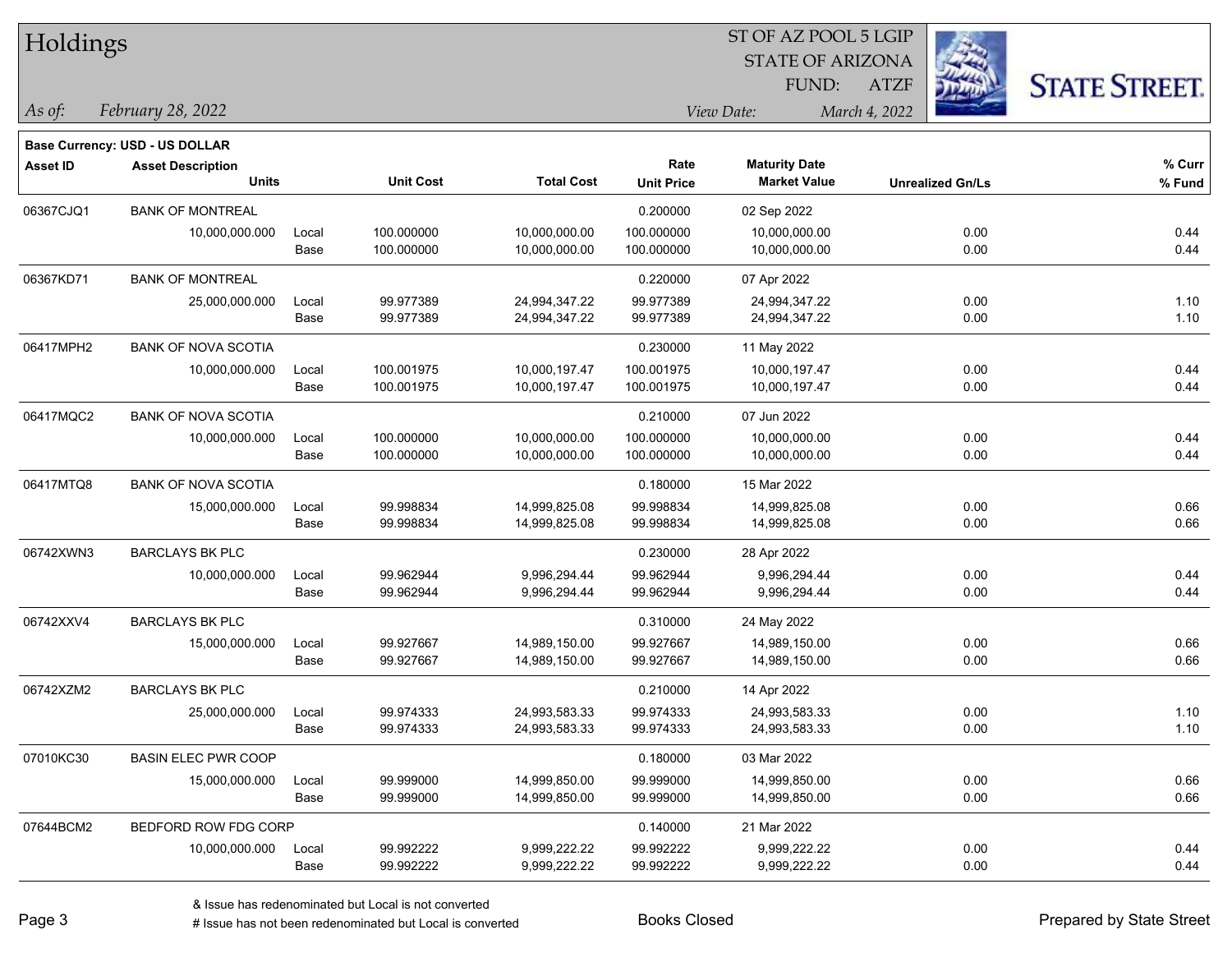# Holdings

ST OF AZ POOL 5 LGIP
STATE OF ARIZONA
FUND: ATZF

*As of:* *February 28, 2022*

*View Date:* *March 4, 2022*

STATE STREET.

**Base Currency: USD - US DOLLAR**

| Asset ID | Asset Description / Units | | Unit Cost | Total Cost | Rate / Unit Price | Maturity Date / Market Value | Unrealized Gn/Ls | % Curr / % Fund |
|---|---|---|---|---|---|---|---|---|
| 06367CJQ1 | BANK OF MONTREAL | | | | 0.200000 | 02 Sep 2022 | | |
| | 10,000,000.000 | Local | 100.000000 | 10,000,000.00 | 100.000000 | 10,000,000.00 | 0.00 | 0.44 |
| | | Base | 100.000000 | 10,000,000.00 | 100.000000 | 10,000,000.00 | 0.00 | 0.44 |
| 06367KD71 | BANK OF MONTREAL | | | | 0.220000 | 07 Apr 2022 | | |
| | 25,000,000.000 | Local | 99.977389 | 24,994,347.22 | 99.977389 | 24,994,347.22 | 0.00 | 1.10 |
| | | Base | 99.977389 | 24,994,347.22 | 99.977389 | 24,994,347.22 | 0.00 | 1.10 |
| 06417MPH2 | BANK OF NOVA SCOTIA | | | | 0.230000 | 11 May 2022 | | |
| | 10,000,000.000 | Local | 100.001975 | 10,000,197.47 | 100.001975 | 10,000,197.47 | 0.00 | 0.44 |
| | | Base | 100.001975 | 10,000,197.47 | 100.001975 | 10,000,197.47 | 0.00 | 0.44 |
| 06417MQC2 | BANK OF NOVA SCOTIA | | | | 0.210000 | 07 Jun 2022 | | |
| | 10,000,000.000 | Local | 100.000000 | 10,000,000.00 | 100.000000 | 10,000,000.00 | 0.00 | 0.44 |
| | | Base | 100.000000 | 10,000,000.00 | 100.000000 | 10,000,000.00 | 0.00 | 0.44 |
| 06417MTQ8 | BANK OF NOVA SCOTIA | | | | 0.180000 | 15 Mar 2022 | | |
| | 15,000,000.000 | Local | 99.998834 | 14,999,825.08 | 99.998834 | 14,999,825.08 | 0.00 | 0.66 |
| | | Base | 99.998834 | 14,999,825.08 | 99.998834 | 14,999,825.08 | 0.00 | 0.66 |
| 06742XWN3 | BARCLAYS BK PLC | | | | 0.230000 | 28 Apr 2022 | | |
| | 10,000,000.000 | Local | 99.962944 | 9,996,294.44 | 99.962944 | 9,996,294.44 | 0.00 | 0.44 |
| | | Base | 99.962944 | 9,996,294.44 | 99.962944 | 9,996,294.44 | 0.00 | 0.44 |
| 06742XXV4 | BARCLAYS BK PLC | | | | 0.310000 | 24 May 2022 | | |
| | 15,000,000.000 | Local | 99.927667 | 14,989,150.00 | 99.927667 | 14,989,150.00 | 0.00 | 0.66 |
| | | Base | 99.927667 | 14,989,150.00 | 99.927667 | 14,989,150.00 | 0.00 | 0.66 |
| 06742XZM2 | BARCLAYS BK PLC | | | | 0.210000 | 14 Apr 2022 | | |
| | 25,000,000.000 | Local | 99.974333 | 24,993,583.33 | 99.974333 | 24,993,583.33 | 0.00 | 1.10 |
| | | Base | 99.974333 | 24,993,583.33 | 99.974333 | 24,993,583.33 | 0.00 | 1.10 |
| 07010KC30 | BASIN ELEC PWR COOP | | | | 0.180000 | 03 Mar 2022 | | |
| | 15,000,000.000 | Local | 99.999000 | 14,999,850.00 | 99.999000 | 14,999,850.00 | 0.00 | 0.66 |
| | | Base | 99.999000 | 14,999,850.00 | 99.999000 | 14,999,850.00 | 0.00 | 0.66 |
| 07644BCM2 | BEDFORD ROW FDG CORP | | | | 0.140000 | 21 Mar 2022 | | |
| | 10,000,000.000 | Local | 99.992222 | 9,999,222.22 | 99.992222 | 9,999,222.22 | 0.00 | 0.44 |
| | | Base | 99.992222 | 9,999,222.22 | 99.992222 | 9,999,222.22 | 0.00 | 0.44 |

& Issue has redenominated but Local is not converted
# Issue has not been redenominated but Local is converted

Books Closed

Prepared by State Street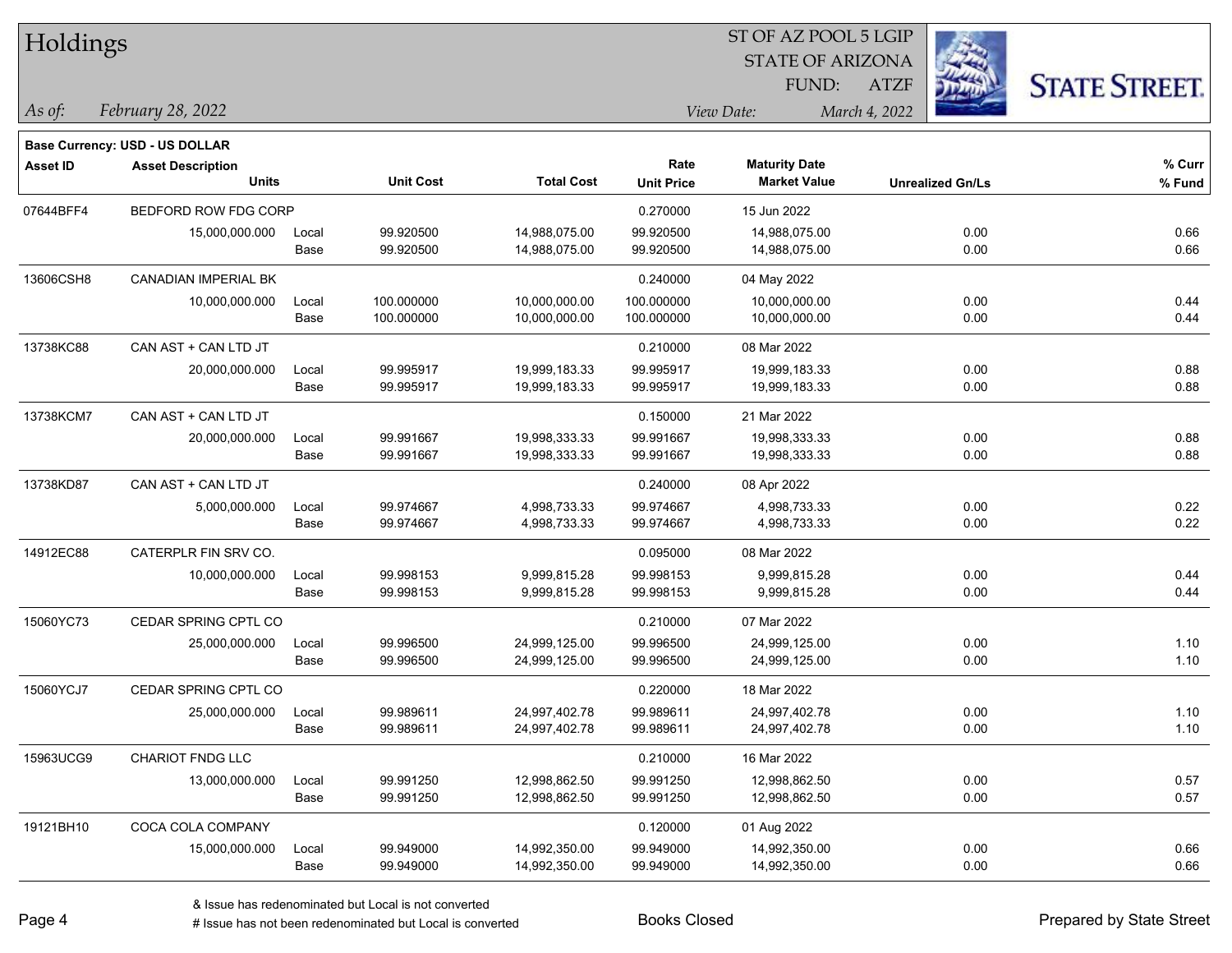# Holdings

ST OF AZ POOL 5 LGIP
STATE OF ARIZONA
FUND: ATZF

*As of:* *February 28, 2022*
*View Date:* *March 4, 2022*

**Base Currency: USD - US DOLLAR**

| Asset ID | Asset Description / Units | | Unit Cost | Total Cost | Rate / Unit Price | Maturity Date / Market Value | Unrealized Gn/Ls | % Curr / % Fund |
|---|---|---|---|---|---|---|---|---|
| 07644BFF4 | BEDFORD ROW FDG CORP | | | | 0.270000 | 15 Jun 2022 | | |
| | 15,000,000.000 | Local | 99.920500 | 14,988,075.00 | 99.920500 | 14,988,075.00 | 0.00 | 0.66 |
| | | Base | 99.920500 | 14,988,075.00 | 99.920500 | 14,988,075.00 | 0.00 | 0.66 |
| 13606CSH8 | CANADIAN IMPERIAL BK | | | | 0.240000 | 04 May 2022 | | |
| | 10,000,000.000 | Local | 100.000000 | 10,000,000.00 | 100.000000 | 10,000,000.00 | 0.00 | 0.44 |
| | | Base | 100.000000 | 10,000,000.00 | 100.000000 | 10,000,000.00 | 0.00 | 0.44 |
| 13738KC88 | CAN AST + CAN LTD JT | | | | 0.210000 | 08 Mar 2022 | | |
| | 20,000,000.000 | Local | 99.995917 | 19,999,183.33 | 99.995917 | 19,999,183.33 | 0.00 | 0.88 |
| | | Base | 99.995917 | 19,999,183.33 | 99.995917 | 19,999,183.33 | 0.00 | 0.88 |
| 13738KCM7 | CAN AST + CAN LTD JT | | | | 0.150000 | 21 Mar 2022 | | |
| | 20,000,000.000 | Local | 99.991667 | 19,998,333.33 | 99.991667 | 19,998,333.33 | 0.00 | 0.88 |
| | | Base | 99.991667 | 19,998,333.33 | 99.991667 | 19,998,333.33 | 0.00 | 0.88 |
| 13738KD87 | CAN AST + CAN LTD JT | | | | 0.240000 | 08 Apr 2022 | | |
| | 5,000,000.000 | Local | 99.974667 | 4,998,733.33 | 99.974667 | 4,998,733.33 | 0.00 | 0.22 |
| | | Base | 99.974667 | 4,998,733.33 | 99.974667 | 4,998,733.33 | 0.00 | 0.22 |
| 14912EC88 | CATERPLR FIN SRV CO. | | | | 0.095000 | 08 Mar 2022 | | |
| | 10,000,000.000 | Local | 99.998153 | 9,999,815.28 | 99.998153 | 9,999,815.28 | 0.00 | 0.44 |
| | | Base | 99.998153 | 9,999,815.28 | 99.998153 | 9,999,815.28 | 0.00 | 0.44 |
| 15060YC73 | CEDAR SPRING CPTL CO | | | | 0.210000 | 07 Mar 2022 | | |
| | 25,000,000.000 | Local | 99.996500 | 24,999,125.00 | 99.996500 | 24,999,125.00 | 0.00 | 1.10 |
| | | Base | 99.996500 | 24,999,125.00 | 99.996500 | 24,999,125.00 | 0.00 | 1.10 |
| 15060YCJ7 | CEDAR SPRING CPTL CO | | | | 0.220000 | 18 Mar 2022 | | |
| | 25,000,000.000 | Local | 99.989611 | 24,997,402.78 | 99.989611 | 24,997,402.78 | 0.00 | 1.10 |
| | | Base | 99.989611 | 24,997,402.78 | 99.989611 | 24,997,402.78 | 0.00 | 1.10 |
| 15963UCG9 | CHARIOT FNDG LLC | | | | 0.210000 | 16 Mar 2022 | | |
| | 13,000,000.000 | Local | 99.991250 | 12,998,862.50 | 99.991250 | 12,998,862.50 | 0.00 | 0.57 |
| | | Base | 99.991250 | 12,998,862.50 | 99.991250 | 12,998,862.50 | 0.00 | 0.57 |
| 19121BH10 | COCA COLA COMPANY | | | | 0.120000 | 01 Aug 2022 | | |
| | 15,000,000.000 | Local | 99.949000 | 14,992,350.00 | 99.949000 | 14,992,350.00 | 0.00 | 0.66 |
| | | Base | 99.949000 | 14,992,350.00 | 99.949000 | 14,992,350.00 | 0.00 | 0.66 |

& Issue has redenominated but Local is not converted
# Issue has not been redenominated but Local is converted

Books Closed

Prepared by State Street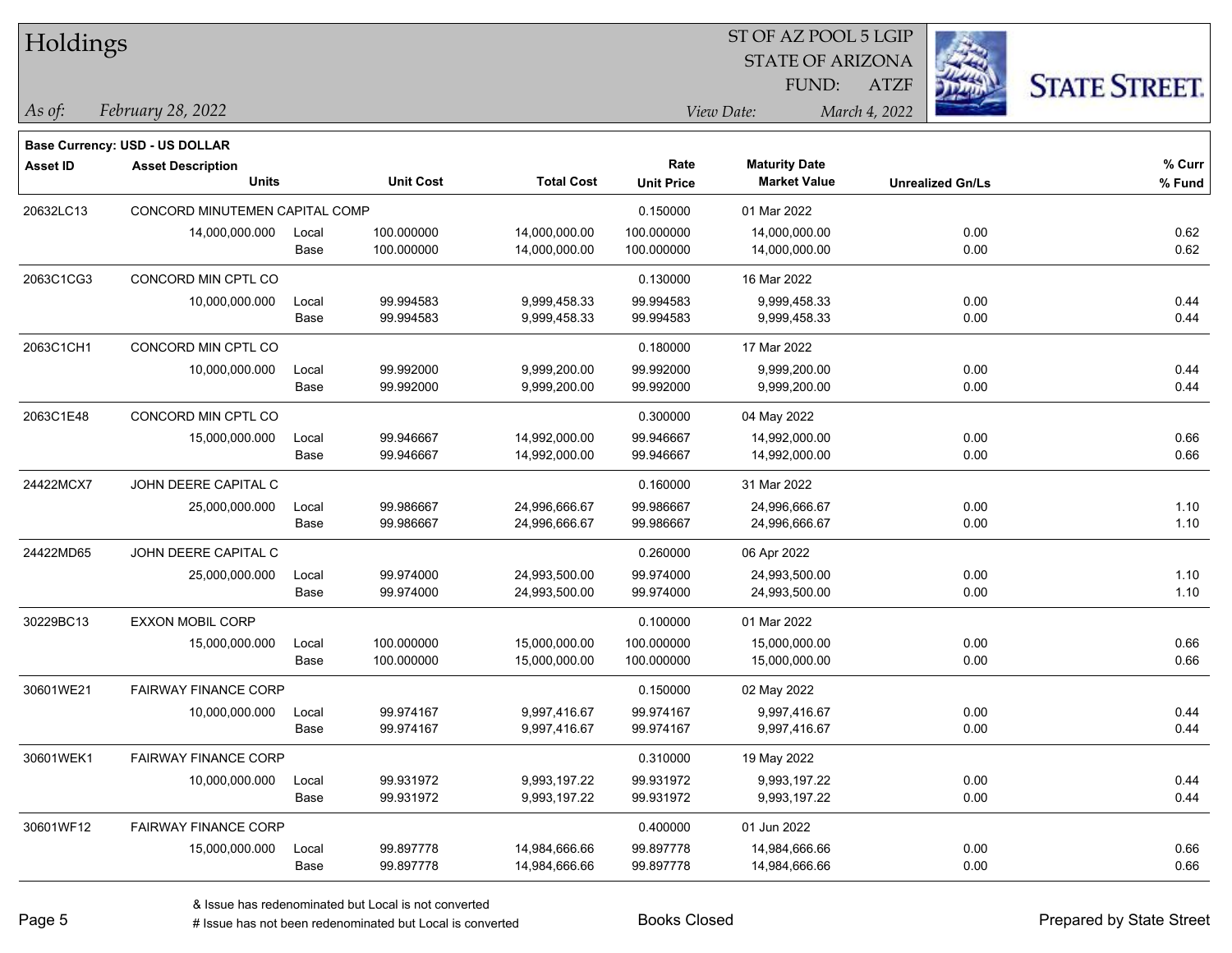# Holdings

ST OF AZ POOL 5 LGIP
STATE OF ARIZONA
FUND: ATZF

*As of:* *February 28, 2022*

*View Date:* *March 4, 2022*

**Base Currency: USD - US DOLLAR**

| Asset ID | Asset Description / Units | | Unit Cost | Total Cost | Rate / Unit Price | Maturity Date / Market Value | Unrealized Gn/Ls | % Curr / % Fund |
|---|---|---|---|---|---|---|---|---|
| 20632LC13 | CONCORD MINUTEMEN CAPITAL COMP | | | | 0.150000 | 01 Mar 2022 | | |
| | 14,000,000.000 | Local | 100.000000 | 14,000,000.00 | 100.000000 | 14,000,000.00 | 0.00 | 0.62 |
| | | Base | 100.000000 | 14,000,000.00 | 100.000000 | 14,000,000.00 | 0.00 | 0.62 |
| 2063C1CG3 | CONCORD MIN CPTL CO | | | | 0.130000 | 16 Mar 2022 | | |
| | 10,000,000.000 | Local | 99.994583 | 9,999,458.33 | 99.994583 | 9,999,458.33 | 0.00 | 0.44 |
| | | Base | 99.994583 | 9,999,458.33 | 99.994583 | 9,999,458.33 | 0.00 | 0.44 |
| 2063C1CH1 | CONCORD MIN CPTL CO | | | | 0.180000 | 17 Mar 2022 | | |
| | 10,000,000.000 | Local | 99.992000 | 9,999,200.00 | 99.992000 | 9,999,200.00 | 0.00 | 0.44 |
| | | Base | 99.992000 | 9,999,200.00 | 99.992000 | 9,999,200.00 | 0.00 | 0.44 |
| 2063C1E48 | CONCORD MIN CPTL CO | | | | 0.300000 | 04 May 2022 | | |
| | 15,000,000.000 | Local | 99.946667 | 14,992,000.00 | 99.946667 | 14,992,000.00 | 0.00 | 0.66 |
| | | Base | 99.946667 | 14,992,000.00 | 99.946667 | 14,992,000.00 | 0.00 | 0.66 |
| 24422MCX7 | JOHN DEERE CAPITAL C | | | | 0.160000 | 31 Mar 2022 | | |
| | 25,000,000.000 | Local | 99.986667 | 24,996,666.67 | 99.986667 | 24,996,666.67 | 0.00 | 1.10 |
| | | Base | 99.986667 | 24,996,666.67 | 99.986667 | 24,996,666.67 | 0.00 | 1.10 |
| 24422MD65 | JOHN DEERE CAPITAL C | | | | 0.260000 | 06 Apr 2022 | | |
| | 25,000,000.000 | Local | 99.974000 | 24,993,500.00 | 99.974000 | 24,993,500.00 | 0.00 | 1.10 |
| | | Base | 99.974000 | 24,993,500.00 | 99.974000 | 24,993,500.00 | 0.00 | 1.10 |
| 30229BC13 | EXXON MOBIL CORP | | | | 0.100000 | 01 Mar 2022 | | |
| | 15,000,000.000 | Local | 100.000000 | 15,000,000.00 | 100.000000 | 15,000,000.00 | 0.00 | 0.66 |
| | | Base | 100.000000 | 15,000,000.00 | 100.000000 | 15,000,000.00 | 0.00 | 0.66 |
| 30601WE21 | FAIRWAY FINANCE CORP | | | | 0.150000 | 02 May 2022 | | |
| | 10,000,000.000 | Local | 99.974167 | 9,997,416.67 | 99.974167 | 9,997,416.67 | 0.00 | 0.44 |
| | | Base | 99.974167 | 9,997,416.67 | 99.974167 | 9,997,416.67 | 0.00 | 0.44 |
| 30601WEK1 | FAIRWAY FINANCE CORP | | | | 0.310000 | 19 May 2022 | | |
| | 10,000,000.000 | Local | 99.931972 | 9,993,197.22 | 99.931972 | 9,993,197.22 | 0.00 | 0.44 |
| | | Base | 99.931972 | 9,993,197.22 | 99.931972 | 9,993,197.22 | 0.00 | 0.44 |
| 30601WF12 | FAIRWAY FINANCE CORP | | | | 0.400000 | 01 Jun 2022 | | |
| | 15,000,000.000 | Local | 99.897778 | 14,984,666.66 | 99.897778 | 14,984,666.66 | 0.00 | 0.66 |
| | | Base | 99.897778 | 14,984,666.66 | 99.897778 | 14,984,666.66 | 0.00 | 0.66 |

& Issue has redenominated but Local is not converted
# Issue has not been redenominated but Local is converted

Books Closed

Prepared by State Street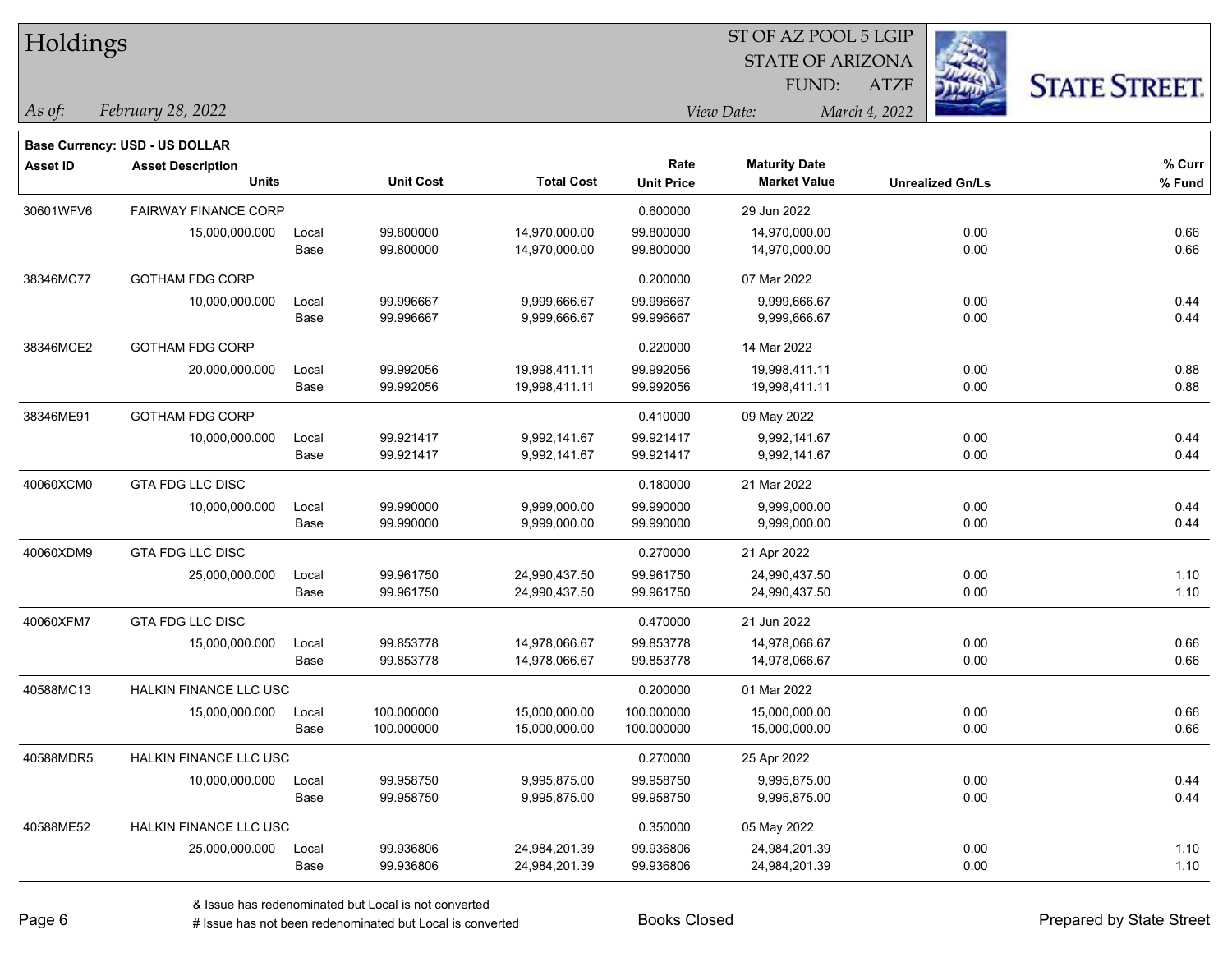# Holdings

ST OF AZ POOL 5 LGIP
STATE OF ARIZONA
FUND: ATZF

*As of:* *February 28, 2022*
*View Date:* *March 4, 2022*

**Base Currency: USD - US DOLLAR**

| Asset ID | Asset Description / Units | | Unit Cost | Total Cost | Rate / Unit Price | Maturity Date / Market Value | Unrealized Gn/Ls | % Curr / % Fund |
|---|---|---|---|---|---|---|---|---|
| 30601WFV6 | FAIRWAY FINANCE CORP | | | | 0.600000 | 29 Jun 2022 | | |
| | 15,000,000.000 | Local | 99.800000 | 14,970,000.00 | 99.800000 | 14,970,000.00 | 0.00 | 0.66 |
| | | Base | 99.800000 | 14,970,000.00 | 99.800000 | 14,970,000.00 | 0.00 | 0.66 |
| 38346MC77 | GOTHAM FDG CORP | | | | 0.200000 | 07 Mar 2022 | | |
| | 10,000,000.000 | Local | 99.996667 | 9,999,666.67 | 99.996667 | 9,999,666.67 | 0.00 | 0.44 |
| | | Base | 99.996667 | 9,999,666.67 | 99.996667 | 9,999,666.67 | 0.00 | 0.44 |
| 38346MCE2 | GOTHAM FDG CORP | | | | 0.220000 | 14 Mar 2022 | | |
| | 20,000,000.000 | Local | 99.992056 | 19,998,411.11 | 99.992056 | 19,998,411.11 | 0.00 | 0.88 |
| | | Base | 99.992056 | 19,998,411.11 | 99.992056 | 19,998,411.11 | 0.00 | 0.88 |
| 38346ME91 | GOTHAM FDG CORP | | | | 0.410000 | 09 May 2022 | | |
| | 10,000,000.000 | Local | 99.921417 | 9,992,141.67 | 99.921417 | 9,992,141.67 | 0.00 | 0.44 |
| | | Base | 99.921417 | 9,992,141.67 | 99.921417 | 9,992,141.67 | 0.00 | 0.44 |
| 40060XCM0 | GTA FDG LLC DISC | | | | 0.180000 | 21 Mar 2022 | | |
| | 10,000,000.000 | Local | 99.990000 | 9,999,000.00 | 99.990000 | 9,999,000.00 | 0.00 | 0.44 |
| | | Base | 99.990000 | 9,999,000.00 | 99.990000 | 9,999,000.00 | 0.00 | 0.44 |
| 40060XDM9 | GTA FDG LLC DISC | | | | 0.270000 | 21 Apr 2022 | | |
| | 25,000,000.000 | Local | 99.961750 | 24,990,437.50 | 99.961750 | 24,990,437.50 | 0.00 | 1.10 |
| | | Base | 99.961750 | 24,990,437.50 | 99.961750 | 24,990,437.50 | 0.00 | 1.10 |
| 40060XFM7 | GTA FDG LLC DISC | | | | 0.470000 | 21 Jun 2022 | | |
| | 15,000,000.000 | Local | 99.853778 | 14,978,066.67 | 99.853778 | 14,978,066.67 | 0.00 | 0.66 |
| | | Base | 99.853778 | 14,978,066.67 | 99.853778 | 14,978,066.67 | 0.00 | 0.66 |
| 40588MC13 | HALKIN FINANCE LLC USC | | | | 0.200000 | 01 Mar 2022 | | |
| | 15,000,000.000 | Local | 100.000000 | 15,000,000.00 | 100.000000 | 15,000,000.00 | 0.00 | 0.66 |
| | | Base | 100.000000 | 15,000,000.00 | 100.000000 | 15,000,000.00 | 0.00 | 0.66 |
| 40588MDR5 | HALKIN FINANCE LLC USC | | | | 0.270000 | 25 Apr 2022 | | |
| | 10,000,000.000 | Local | 99.958750 | 9,995,875.00 | 99.958750 | 9,995,875.00 | 0.00 | 0.44 |
| | | Base | 99.958750 | 9,995,875.00 | 99.958750 | 9,995,875.00 | 0.00 | 0.44 |
| 40588ME52 | HALKIN FINANCE LLC USC | | | | 0.350000 | 05 May 2022 | | |
| | 25,000,000.000 | Local | 99.936806 | 24,984,201.39 | 99.936806 | 24,984,201.39 | 0.00 | 1.10 |
| | | Base | 99.936806 | 24,984,201.39 | 99.936806 | 24,984,201.39 | 0.00 | 1.10 |

& Issue has redenominated but Local is not converted
# Issue has not been redenominated but Local is converted

Books Closed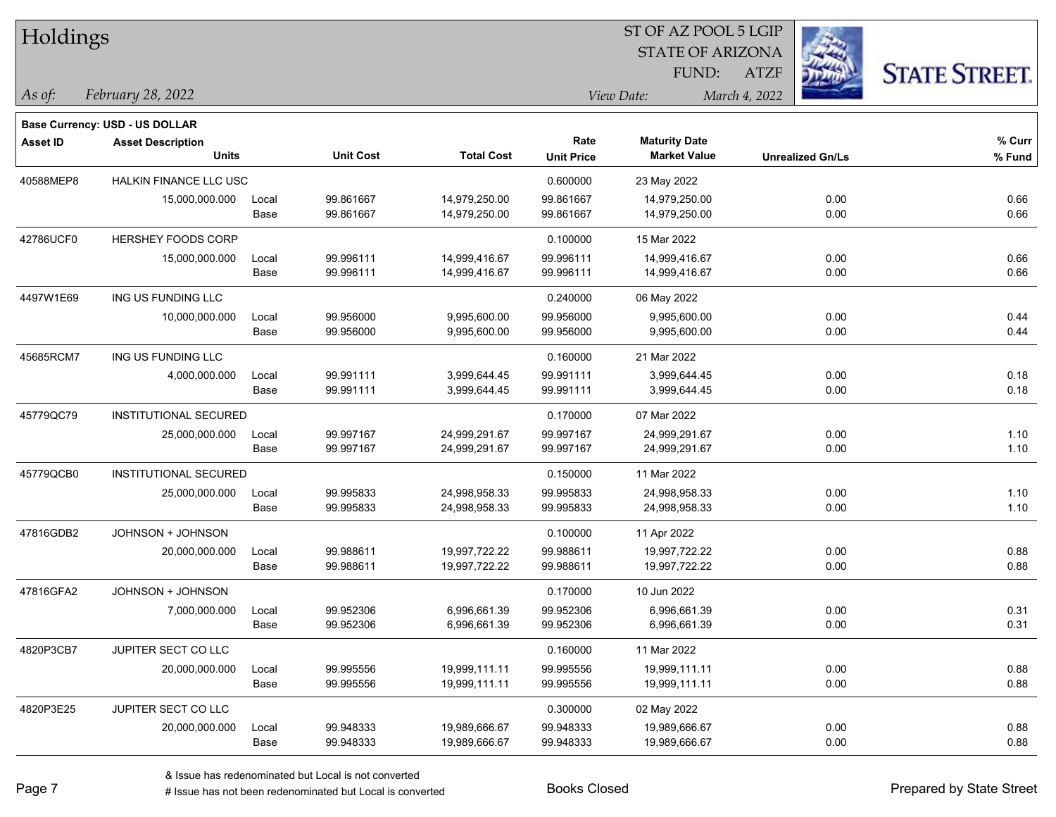# Holdings

ST OF AZ POOL 5 LGIP
STATE OF ARIZONA
FUND: ATZF

*As of:* *February 28, 2022*

*View Date:* *March 4, 2022*

**Base Currency: USD - US DOLLAR**

| Asset ID | Asset Description / Units | | Unit Cost | Total Cost | Rate / Unit Price | Maturity Date / Market Value | Unrealized Gn/Ls | % Curr / % Fund |
|---|---|---|---|---|---|---|---|---|
| 40588MEP8 | HALKIN FINANCE LLC USC | | | | 0.600000 | 23 May 2022 | | |
| | 15,000,000.000 | Local | 99.861667 | 14,979,250.00 | 99.861667 | 14,979,250.00 | 0.00 | 0.66 |
| | | Base | 99.861667 | 14,979,250.00 | 99.861667 | 14,979,250.00 | 0.00 | 0.66 |
| 42786UCF0 | HERSHEY FOODS CORP | | | | 0.100000 | 15 Mar 2022 | | |
| | 15,000,000.000 | Local | 99.996111 | 14,999,416.67 | 99.996111 | 14,999,416.67 | 0.00 | 0.66 |
| | | Base | 99.996111 | 14,999,416.67 | 99.996111 | 14,999,416.67 | 0.00 | 0.66 |
| 4497W1E69 | ING US FUNDING LLC | | | | 0.240000 | 06 May 2022 | | |
| | 10,000,000.000 | Local | 99.956000 | 9,995,600.00 | 99.956000 | 9,995,600.00 | 0.00 | 0.44 |
| | | Base | 99.956000 | 9,995,600.00 | 99.956000 | 9,995,600.00 | 0.00 | 0.44 |
| 45685RCM7 | ING US FUNDING LLC | | | | 0.160000 | 21 Mar 2022 | | |
| | 4,000,000.000 | Local | 99.991111 | 3,999,644.45 | 99.991111 | 3,999,644.45 | 0.00 | 0.18 |
| | | Base | 99.991111 | 3,999,644.45 | 99.991111 | 3,999,644.45 | 0.00 | 0.18 |
| 45779QC79 | INSTITUTIONAL SECURED | | | | 0.170000 | 07 Mar 2022 | | |
| | 25,000,000.000 | Local | 99.997167 | 24,999,291.67 | 99.997167 | 24,999,291.67 | 0.00 | 1.10 |
| | | Base | 99.997167 | 24,999,291.67 | 99.997167 | 24,999,291.67 | 0.00 | 1.10 |
| 45779QCB0 | INSTITUTIONAL SECURED | | | | 0.150000 | 11 Mar 2022 | | |
| | 25,000,000.000 | Local | 99.995833 | 24,998,958.33 | 99.995833 | 24,998,958.33 | 0.00 | 1.10 |
| | | Base | 99.995833 | 24,998,958.33 | 99.995833 | 24,998,958.33 | 0.00 | 1.10 |
| 47816GDB2 | JOHNSON + JOHNSON | | | | 0.100000 | 11 Apr 2022 | | |
| | 20,000,000.000 | Local | 99.988611 | 19,997,722.22 | 99.988611 | 19,997,722.22 | 0.00 | 0.88 |
| | | Base | 99.988611 | 19,997,722.22 | 99.988611 | 19,997,722.22 | 0.00 | 0.88 |
| 47816GFA2 | JOHNSON + JOHNSON | | | | 0.170000 | 10 Jun 2022 | | |
| | 7,000,000.000 | Local | 99.952306 | 6,996,661.39 | 99.952306 | 6,996,661.39 | 0.00 | 0.31 |
| | | Base | 99.952306 | 6,996,661.39 | 99.952306 | 6,996,661.39 | 0.00 | 0.31 |
| 4820P3CB7 | JUPITER SECT CO LLC | | | | 0.160000 | 11 Mar 2022 | | |
| | 20,000,000.000 | Local | 99.995556 | 19,999,111.11 | 99.995556 | 19,999,111.11 | 0.00 | 0.88 |
| | | Base | 99.995556 | 19,999,111.11 | 99.995556 | 19,999,111.11 | 0.00 | 0.88 |
| 4820P3E25 | JUPITER SECT CO LLC | | | | 0.300000 | 02 May 2022 | | |
| | 20,000,000.000 | Local | 99.948333 | 19,989,666.67 | 99.948333 | 19,989,666.67 | 0.00 | 0.88 |
| | | Base | 99.948333 | 19,989,666.67 | 99.948333 | 19,989,666.67 | 0.00 | 0.88 |

& Issue has redenominated but Local is not converted
# Issue has not been redenominated but Local is converted

Books Closed

Prepared by State Street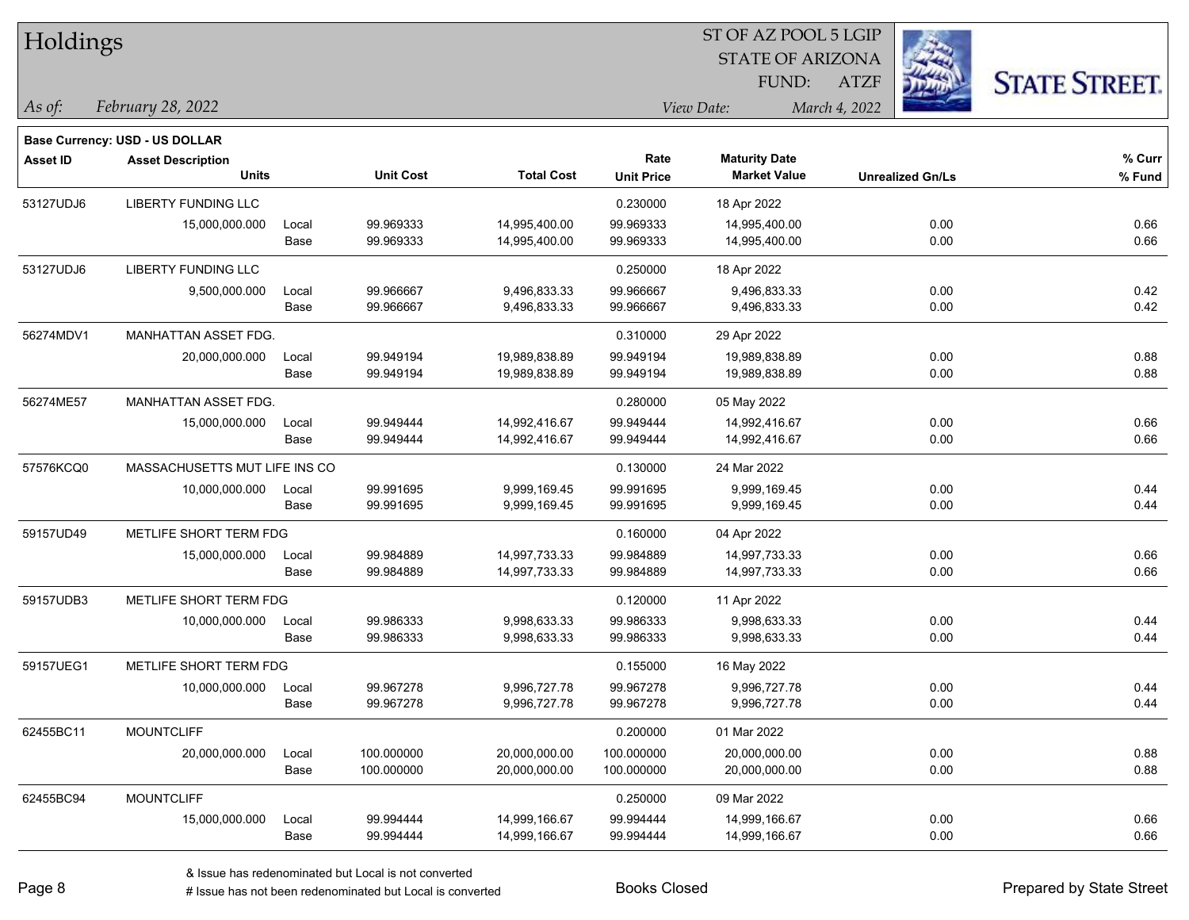# Holdings

ST OF AZ POOL 5 LGIP
STATE OF ARIZONA
FUND: ATZF

*As of:* *February 28, 2022*

*View Date:* *March 4, 2022*

**Base Currency: USD - US DOLLAR**

| Asset ID | Asset Description / Units | | Unit Cost | Total Cost | Rate / Unit Price | Maturity Date / Market Value | Unrealized Gn/Ls | % Curr / % Fund |
|---|---|---|---|---|---|---|---|---|
| 53127UDJ6 | LIBERTY FUNDING LLC | | | | 0.230000 | 18 Apr 2022 | | |
| | 15,000,000.000 | Local | 99.969333 | 14,995,400.00 | 99.969333 | 14,995,400.00 | 0.00 | 0.66 |
| | | Base | 99.969333 | 14,995,400.00 | 99.969333 | 14,995,400.00 | 0.00 | 0.66 |
| 53127UDJ6 | LIBERTY FUNDING LLC | | | | 0.250000 | 18 Apr 2022 | | |
| | 9,500,000.000 | Local | 99.966667 | 9,496,833.33 | 99.966667 | 9,496,833.33 | 0.00 | 0.42 |
| | | Base | 99.966667 | 9,496,833.33 | 99.966667 | 9,496,833.33 | 0.00 | 0.42 |
| 56274MDV1 | MANHATTAN ASSET FDG. | | | | 0.310000 | 29 Apr 2022 | | |
| | 20,000,000.000 | Local | 99.949194 | 19,989,838.89 | 99.949194 | 19,989,838.89 | 0.00 | 0.88 |
| | | Base | 99.949194 | 19,989,838.89 | 99.949194 | 19,989,838.89 | 0.00 | 0.88 |
| 56274ME57 | MANHATTAN ASSET FDG. | | | | 0.280000 | 05 May 2022 | | |
| | 15,000,000.000 | Local | 99.949444 | 14,992,416.67 | 99.949444 | 14,992,416.67 | 0.00 | 0.66 |
| | | Base | 99.949444 | 14,992,416.67 | 99.949444 | 14,992,416.67 | 0.00 | 0.66 |
| 57576KCQ0 | MASSACHUSETTS MUT LIFE INS CO | | | | 0.130000 | 24 Mar 2022 | | |
| | 10,000,000.000 | Local | 99.991695 | 9,999,169.45 | 99.991695 | 9,999,169.45 | 0.00 | 0.44 |
| | | Base | 99.991695 | 9,999,169.45 | 99.991695 | 9,999,169.45 | 0.00 | 0.44 |
| 59157UD49 | METLIFE SHORT TERM FDG | | | | 0.160000 | 04 Apr 2022 | | |
| | 15,000,000.000 | Local | 99.984889 | 14,997,733.33 | 99.984889 | 14,997,733.33 | 0.00 | 0.66 |
| | | Base | 99.984889 | 14,997,733.33 | 99.984889 | 14,997,733.33 | 0.00 | 0.66 |
| 59157UDB3 | METLIFE SHORT TERM FDG | | | | 0.120000 | 11 Apr 2022 | | |
| | 10,000,000.000 | Local | 99.986333 | 9,998,633.33 | 99.986333 | 9,998,633.33 | 0.00 | 0.44 |
| | | Base | 99.986333 | 9,998,633.33 | 99.986333 | 9,998,633.33 | 0.00 | 0.44 |
| 59157UEG1 | METLIFE SHORT TERM FDG | | | | 0.155000 | 16 May 2022 | | |
| | 10,000,000.000 | Local | 99.967278 | 9,996,727.78 | 99.967278 | 9,996,727.78 | 0.00 | 0.44 |
| | | Base | 99.967278 | 9,996,727.78 | 99.967278 | 9,996,727.78 | 0.00 | 0.44 |
| 62455BC11 | MOUNTCLIFF | | | | 0.200000 | 01 Mar 2022 | | |
| | 20,000,000.000 | Local | 100.000000 | 20,000,000.00 | 100.000000 | 20,000,000.00 | 0.00 | 0.88 |
| | | Base | 100.000000 | 20,000,000.00 | 100.000000 | 20,000,000.00 | 0.00 | 0.88 |
| 62455BC94 | MOUNTCLIFF | | | | 0.250000 | 09 Mar 2022 | | |
| | 15,000,000.000 | Local | 99.994444 | 14,999,166.67 | 99.994444 | 14,999,166.67 | 0.00 | 0.66 |
| | | Base | 99.994444 | 14,999,166.67 | 99.994444 | 14,999,166.67 | 0.00 | 0.66 |

& Issue has redenominated but Local is not converted
# Issue has not been redenominated but Local is converted

Books Closed

Prepared by State Street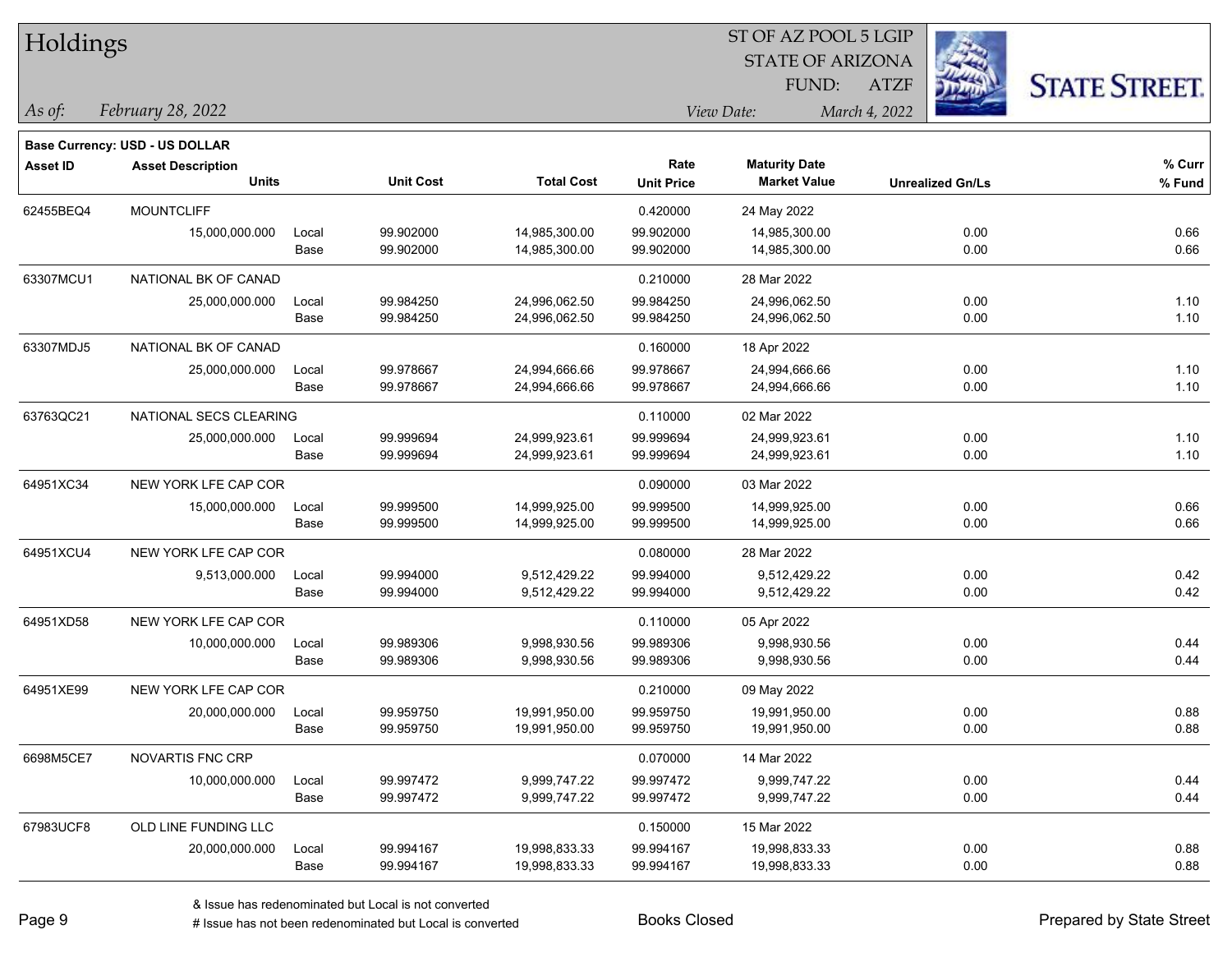# Holdings

ST OF AZ POOL 5 LGIP
STATE OF ARIZONA
FUND: ATZF

*As of:* *February 28, 2022*

*View Date:* *March 4, 2022*

**Base Currency: USD - US DOLLAR**

| Asset ID | Asset Description / Units | | Unit Cost | Total Cost | Rate / Unit Price | Maturity Date / Market Value | Unrealized Gn/Ls | % Curr / % Fund |
|---|---|---|---|---|---|---|---|---|
| 62455BEQ4 | MOUNTCLIFF | | | | 0.420000 | 24 May 2022 | | |
| | 15,000,000.000 | Local | 99.902000 | 14,985,300.00 | 99.902000 | 14,985,300.00 | 0.00 | 0.66 |
| | | Base | 99.902000 | 14,985,300.00 | 99.902000 | 14,985,300.00 | 0.00 | 0.66 |
| 63307MCU1 | NATIONAL BK OF CANAD | | | | 0.210000 | 28 Mar 2022 | | |
| | 25,000,000.000 | Local | 99.984250 | 24,996,062.50 | 99.984250 | 24,996,062.50 | 0.00 | 1.10 |
| | | Base | 99.984250 | 24,996,062.50 | 99.984250 | 24,996,062.50 | 0.00 | 1.10 |
| 63307MDJ5 | NATIONAL BK OF CANAD | | | | 0.160000 | 18 Apr 2022 | | |
| | 25,000,000.000 | Local | 99.978667 | 24,994,666.66 | 99.978667 | 24,994,666.66 | 0.00 | 1.10 |
| | | Base | 99.978667 | 24,994,666.66 | 99.978667 | 24,994,666.66 | 0.00 | 1.10 |
| 63763QC21 | NATIONAL SECS CLEARING | | | | 0.110000 | 02 Mar 2022 | | |
| | 25,000,000.000 | Local | 99.999694 | 24,999,923.61 | 99.999694 | 24,999,923.61 | 0.00 | 1.10 |
| | | Base | 99.999694 | 24,999,923.61 | 99.999694 | 24,999,923.61 | 0.00 | 1.10 |
| 64951XC34 | NEW YORK LFE CAP COR | | | | 0.090000 | 03 Mar 2022 | | |
| | 15,000,000.000 | Local | 99.999500 | 14,999,925.00 | 99.999500 | 14,999,925.00 | 0.00 | 0.66 |
| | | Base | 99.999500 | 14,999,925.00 | 99.999500 | 14,999,925.00 | 0.00 | 0.66 |
| 64951XCU4 | NEW YORK LFE CAP COR | | | | 0.080000 | 28 Mar 2022 | | |
| | 9,513,000.000 | Local | 99.994000 | 9,512,429.22 | 99.994000 | 9,512,429.22 | 0.00 | 0.42 |
| | | Base | 99.994000 | 9,512,429.22 | 99.994000 | 9,512,429.22 | 0.00 | 0.42 |
| 64951XD58 | NEW YORK LFE CAP COR | | | | 0.110000 | 05 Apr 2022 | | |
| | 10,000,000.000 | Local | 99.989306 | 9,998,930.56 | 99.989306 | 9,998,930.56 | 0.00 | 0.44 |
| | | Base | 99.989306 | 9,998,930.56 | 99.989306 | 9,998,930.56 | 0.00 | 0.44 |
| 64951XE99 | NEW YORK LFE CAP COR | | | | 0.210000 | 09 May 2022 | | |
| | 20,000,000.000 | Local | 99.959750 | 19,991,950.00 | 99.959750 | 19,991,950.00 | 0.00 | 0.88 |
| | | Base | 99.959750 | 19,991,950.00 | 99.959750 | 19,991,950.00 | 0.00 | 0.88 |
| 6698M5CE7 | NOVARTIS FNC CRP | | | | 0.070000 | 14 Mar 2022 | | |
| | 10,000,000.000 | Local | 99.997472 | 9,999,747.22 | 99.997472 | 9,999,747.22 | 0.00 | 0.44 |
| | | Base | 99.997472 | 9,999,747.22 | 99.997472 | 9,999,747.22 | 0.00 | 0.44 |
| 67983UCF8 | OLD LINE FUNDING LLC | | | | 0.150000 | 15 Mar 2022 | | |
| | 20,000,000.000 | Local | 99.994167 | 19,998,833.33 | 99.994167 | 19,998,833.33 | 0.00 | 0.88 |
| | | Base | 99.994167 | 19,998,833.33 | 99.994167 | 19,998,833.33 | 0.00 | 0.88 |

& Issue has redenominated but Local is not converted

# Issue has not been redenominated but Local is converted

Books Closed

Prepared by State Street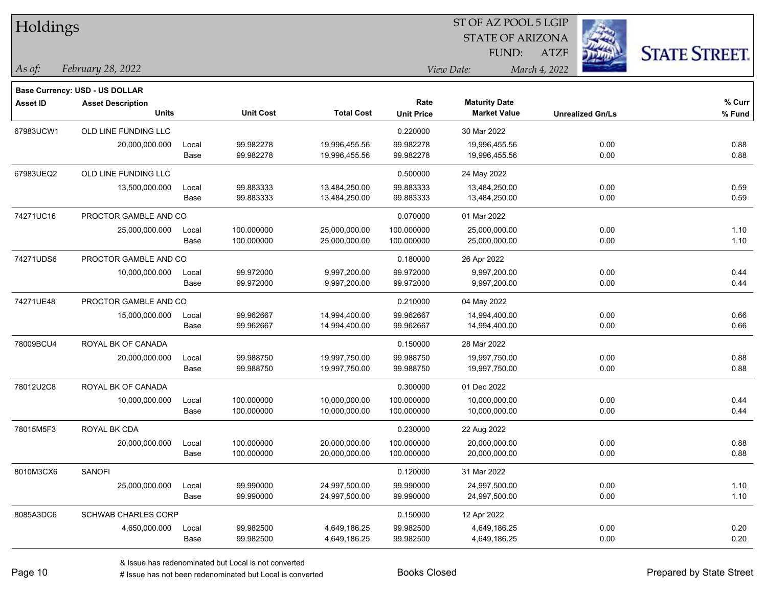# Holdings

ST OF AZ POOL 5 LGIP
STATE OF ARIZONA
FUND: ATZF

*As of:* *February 28, 2022*

*View Date:* *March 4, 2022*

**Base Currency: USD - US DOLLAR**

| Asset ID | Asset Description / Units | | Unit Cost | Total Cost | Rate / Unit Price | Maturity Date / Market Value | Unrealized Gn/Ls | % Curr / % Fund |
|---|---|---|---|---|---|---|---|---|
| 67983UCW1 | OLD LINE FUNDING LLC | | | | 0.220000 | 30 Mar 2022 | | |
| | 20,000,000.000 | Local | 99.982278 | 19,996,455.56 | 99.982278 | 19,996,455.56 | 0.00 | 0.88 |
| | | Base | 99.982278 | 19,996,455.56 | 99.982278 | 19,996,455.56 | 0.00 | 0.88 |
| 67983UEQ2 | OLD LINE FUNDING LLC | | | | 0.500000 | 24 May 2022 | | |
| | 13,500,000.000 | Local | 99.883333 | 13,484,250.00 | 99.883333 | 13,484,250.00 | 0.00 | 0.59 |
| | | Base | 99.883333 | 13,484,250.00 | 99.883333 | 13,484,250.00 | 0.00 | 0.59 |
| 74271UC16 | PROCTOR GAMBLE AND CO | | | | 0.070000 | 01 Mar 2022 | | |
| | 25,000,000.000 | Local | 100.000000 | 25,000,000.00 | 100.000000 | 25,000,000.00 | 0.00 | 1.10 |
| | | Base | 100.000000 | 25,000,000.00 | 100.000000 | 25,000,000.00 | 0.00 | 1.10 |
| 74271UDS6 | PROCTOR GAMBLE AND CO | | | | 0.180000 | 26 Apr 2022 | | |
| | 10,000,000.000 | Local | 99.972000 | 9,997,200.00 | 99.972000 | 9,997,200.00 | 0.00 | 0.44 |
| | | Base | 99.972000 | 9,997,200.00 | 99.972000 | 9,997,200.00 | 0.00 | 0.44 |
| 74271UE48 | PROCTOR GAMBLE AND CO | | | | 0.210000 | 04 May 2022 | | |
| | 15,000,000.000 | Local | 99.962667 | 14,994,400.00 | 99.962667 | 14,994,400.00 | 0.00 | 0.66 |
| | | Base | 99.962667 | 14,994,400.00 | 99.962667 | 14,994,400.00 | 0.00 | 0.66 |
| 78009BCU4 | ROYAL BK OF CANADA | | | | 0.150000 | 28 Mar 2022 | | |
| | 20,000,000.000 | Local | 99.988750 | 19,997,750.00 | 99.988750 | 19,997,750.00 | 0.00 | 0.88 |
| | | Base | 99.988750 | 19,997,750.00 | 99.988750 | 19,997,750.00 | 0.00 | 0.88 |
| 78012U2C8 | ROYAL BK OF CANADA | | | | 0.300000 | 01 Dec 2022 | | |
| | 10,000,000.000 | Local | 100.000000 | 10,000,000.00 | 100.000000 | 10,000,000.00 | 0.00 | 0.44 |
| | | Base | 100.000000 | 10,000,000.00 | 100.000000 | 10,000,000.00 | 0.00 | 0.44 |
| 78015M5F3 | ROYAL BK CDA | | | | 0.230000 | 22 Aug 2022 | | |
| | 20,000,000.000 | Local | 100.000000 | 20,000,000.00 | 100.000000 | 20,000,000.00 | 0.00 | 0.88 |
| | | Base | 100.000000 | 20,000,000.00 | 100.000000 | 20,000,000.00 | 0.00 | 0.88 |
| 8010M3CX6 | SANOFI | | | | 0.120000 | 31 Mar 2022 | | |
| | 25,000,000.000 | Local | 99.990000 | 24,997,500.00 | 99.990000 | 24,997,500.00 | 0.00 | 1.10 |
| | | Base | 99.990000 | 24,997,500.00 | 99.990000 | 24,997,500.00 | 0.00 | 1.10 |
| 8085A3DC6 | SCHWAB CHARLES CORP | | | | 0.150000 | 12 Apr 2022 | | |
| | 4,650,000.000 | Local | 99.982500 | 4,649,186.25 | 99.982500 | 4,649,186.25 | 0.00 | 0.20 |
| | | Base | 99.982500 | 4,649,186.25 | 99.982500 | 4,649,186.25 | 0.00 | 0.20 |

& Issue has redenominated but Local is not converted
# Issue has not been redenominated but Local is converted

Books Closed

Prepared by State Street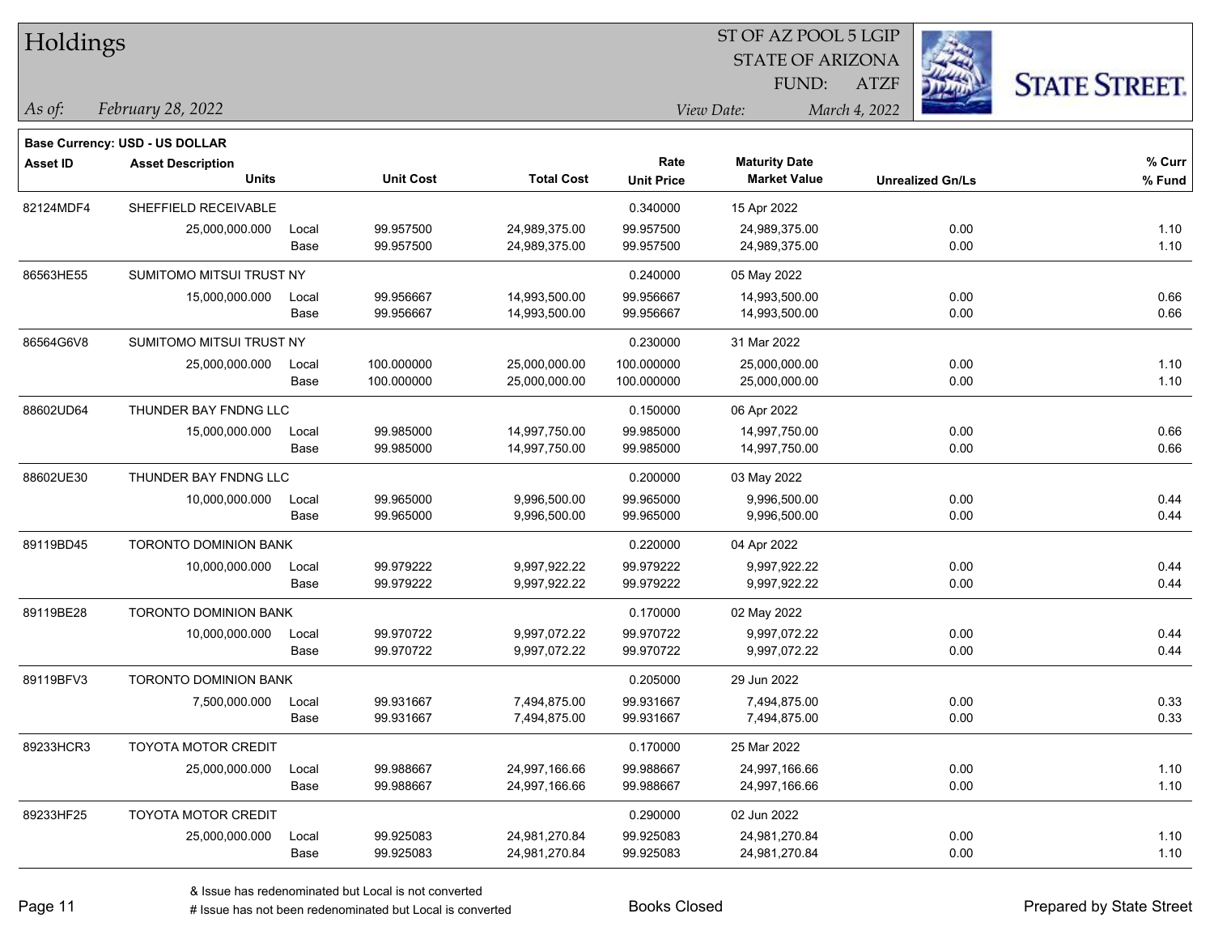# Holdings

ST OF AZ POOL 5 LGIP
STATE OF ARIZONA
FUND: ATZF

*As of:* *February 28, 2022*

*View Date:* *March 4, 2022*

**Base Currency: USD - US DOLLAR**

| Asset ID | Asset Description / Units | | Unit Cost | Total Cost | Rate / Unit Price | Maturity Date / Market Value | Unrealized Gn/Ls | % Curr / % Fund |
|---|---|---|---|---|---|---|---|---|
| 82124MDF4 | SHEFFIELD RECEIVABLE | | | | 0.340000 | 15 Apr 2022 | | |
| | 25,000,000.000 | Local | 99.957500 | 24,989,375.00 | 99.957500 | 24,989,375.00 | 0.00 | 1.10 |
| | | Base | 99.957500 | 24,989,375.00 | 99.957500 | 24,989,375.00 | 0.00 | 1.10 |
| 86563HE55 | SUMITOMO MITSUI TRUST NY | | | | 0.240000 | 05 May 2022 | | |
| | 15,000,000.000 | Local | 99.956667 | 14,993,500.00 | 99.956667 | 14,993,500.00 | 0.00 | 0.66 |
| | | Base | 99.956667 | 14,993,500.00 | 99.956667 | 14,993,500.00 | 0.00 | 0.66 |
| 86564G6V8 | SUMITOMO MITSUI TRUST NY | | | | 0.230000 | 31 Mar 2022 | | |
| | 25,000,000.000 | Local | 100.000000 | 25,000,000.00 | 100.000000 | 25,000,000.00 | 0.00 | 1.10 |
| | | Base | 100.000000 | 25,000,000.00 | 100.000000 | 25,000,000.00 | 0.00 | 1.10 |
| 88602UD64 | THUNDER BAY FNDNG LLC | | | | 0.150000 | 06 Apr 2022 | | |
| | 15,000,000.000 | Local | 99.985000 | 14,997,750.00 | 99.985000 | 14,997,750.00 | 0.00 | 0.66 |
| | | Base | 99.985000 | 14,997,750.00 | 99.985000 | 14,997,750.00 | 0.00 | 0.66 |
| 88602UE30 | THUNDER BAY FNDNG LLC | | | | 0.200000 | 03 May 2022 | | |
| | 10,000,000.000 | Local | 99.965000 | 9,996,500.00 | 99.965000 | 9,996,500.00 | 0.00 | 0.44 |
| | | Base | 99.965000 | 9,996,500.00 | 99.965000 | 9,996,500.00 | 0.00 | 0.44 |
| 89119BD45 | TORONTO DOMINION BANK | | | | 0.220000 | 04 Apr 2022 | | |
| | 10,000,000.000 | Local | 99.979222 | 9,997,922.22 | 99.979222 | 9,997,922.22 | 0.00 | 0.44 |
| | | Base | 99.979222 | 9,997,922.22 | 99.979222 | 9,997,922.22 | 0.00 | 0.44 |
| 89119BE28 | TORONTO DOMINION BANK | | | | 0.170000 | 02 May 2022 | | |
| | 10,000,000.000 | Local | 99.970722 | 9,997,072.22 | 99.970722 | 9,997,072.22 | 0.00 | 0.44 |
| | | Base | 99.970722 | 9,997,072.22 | 99.970722 | 9,997,072.22 | 0.00 | 0.44 |
| 89119BFV3 | TORONTO DOMINION BANK | | | | 0.205000 | 29 Jun 2022 | | |
| | 7,500,000.000 | Local | 99.931667 | 7,494,875.00 | 99.931667 | 7,494,875.00 | 0.00 | 0.33 |
| | | Base | 99.931667 | 7,494,875.00 | 99.931667 | 7,494,875.00 | 0.00 | 0.33 |
| 89233HCR3 | TOYOTA MOTOR CREDIT | | | | 0.170000 | 25 Mar 2022 | | |
| | 25,000,000.000 | Local | 99.988667 | 24,997,166.66 | 99.988667 | 24,997,166.66 | 0.00 | 1.10 |
| | | Base | 99.988667 | 24,997,166.66 | 99.988667 | 24,997,166.66 | 0.00 | 1.10 |
| 89233HF25 | TOYOTA MOTOR CREDIT | | | | 0.290000 | 02 Jun 2022 | | |
| | 25,000,000.000 | Local | 99.925083 | 24,981,270.84 | 99.925083 | 24,981,270.84 | 0.00 | 1.10 |
| | | Base | 99.925083 | 24,981,270.84 | 99.925083 | 24,981,270.84 | 0.00 | 1.10 |

& Issue has redenominated but Local is not converted
# Issue has not been redenominated but Local is converted

Books Closed

Prepared by State Street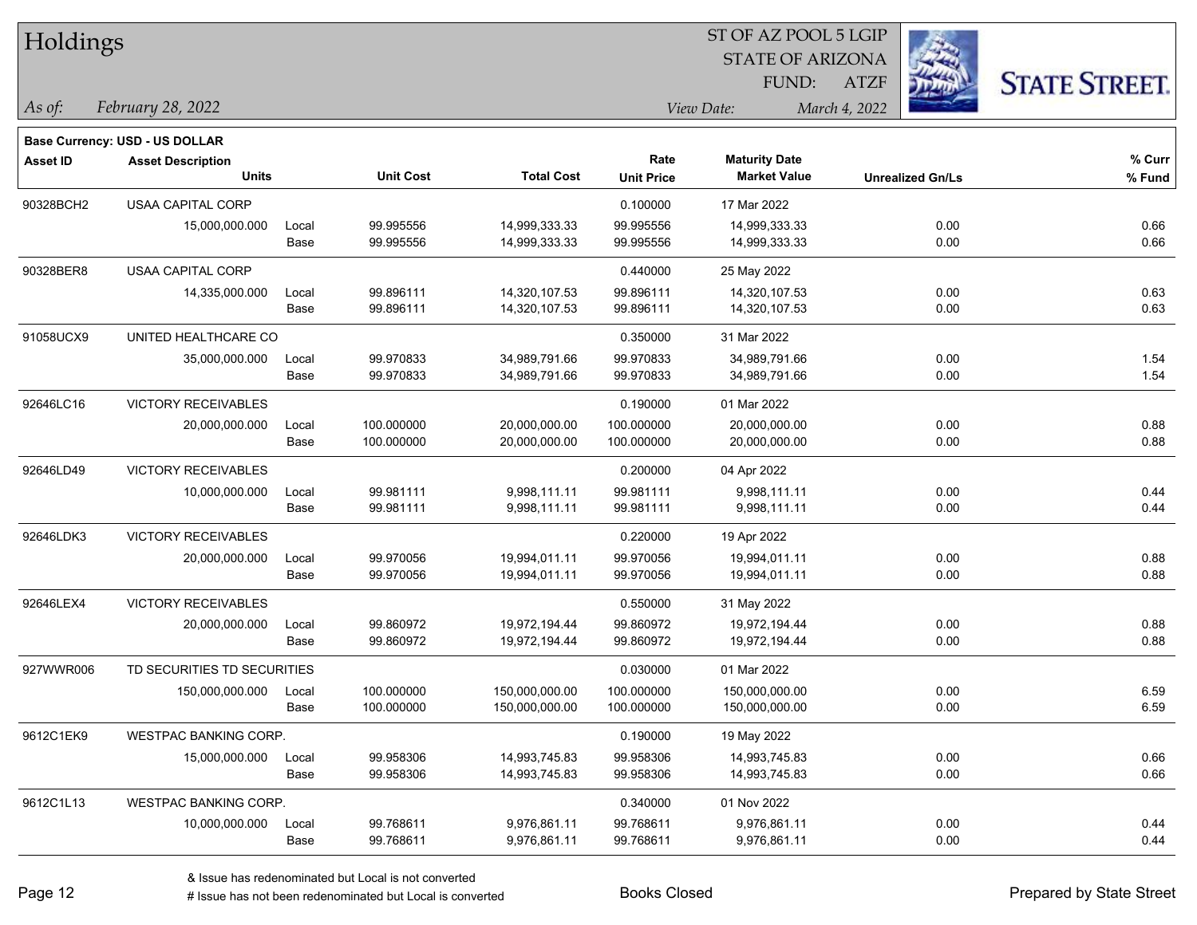# Holdings

ST OF AZ POOL 5 LGIP
STATE OF ARIZONA
FUND: ATZF

*As of:* *February 28, 2022*

*View Date:* *March 4, 2022*

**Base Currency: USD - US DOLLAR**

| Asset ID | Asset Description / Units | | Unit Cost | Total Cost | Rate / Unit Price | Maturity Date / Market Value | Unrealized Gn/Ls | % Curr / % Fund |
|---|---|---|---|---|---|---|---|---|
| 90328BCH2 | USAA CAPITAL CORP | | | | 0.100000 | 17 Mar 2022 | | |
| | 15,000,000.000 | Local | 99.995556 | 14,999,333.33 | 99.995556 | 14,999,333.33 | 0.00 | 0.66 |
| | | Base | 99.995556 | 14,999,333.33 | 99.995556 | 14,999,333.33 | 0.00 | 0.66 |
| 90328BER8 | USAA CAPITAL CORP | | | | 0.440000 | 25 May 2022 | | |
| | 14,335,000.000 | Local | 99.896111 | 14,320,107.53 | 99.896111 | 14,320,107.53 | 0.00 | 0.63 |
| | | Base | 99.896111 | 14,320,107.53 | 99.896111 | 14,320,107.53 | 0.00 | 0.63 |
| 91058UCX9 | UNITED HEALTHCARE CO | | | | 0.350000 | 31 Mar 2022 | | |
| | 35,000,000.000 | Local | 99.970833 | 34,989,791.66 | 99.970833 | 34,989,791.66 | 0.00 | 1.54 |
| | | Base | 99.970833 | 34,989,791.66 | 99.970833 | 34,989,791.66 | 0.00 | 1.54 |
| 92646LC16 | VICTORY RECEIVABLES | | | | 0.190000 | 01 Mar 2022 | | |
| | 20,000,000.000 | Local | 100.000000 | 20,000,000.00 | 100.000000 | 20,000,000.00 | 0.00 | 0.88 |
| | | Base | 100.000000 | 20,000,000.00 | 100.000000 | 20,000,000.00 | 0.00 | 0.88 |
| 92646LD49 | VICTORY RECEIVABLES | | | | 0.200000 | 04 Apr 2022 | | |
| | 10,000,000.000 | Local | 99.981111 | 9,998,111.11 | 99.981111 | 9,998,111.11 | 0.00 | 0.44 |
| | | Base | 99.981111 | 9,998,111.11 | 99.981111 | 9,998,111.11 | 0.00 | 0.44 |
| 92646LDK3 | VICTORY RECEIVABLES | | | | 0.220000 | 19 Apr 2022 | | |
| | 20,000,000.000 | Local | 99.970056 | 19,994,011.11 | 99.970056 | 19,994,011.11 | 0.00 | 0.88 |
| | | Base | 99.970056 | 19,994,011.11 | 99.970056 | 19,994,011.11 | 0.00 | 0.88 |
| 92646LEX4 | VICTORY RECEIVABLES | | | | 0.550000 | 31 May 2022 | | |
| | 20,000,000.000 | Local | 99.860972 | 19,972,194.44 | 99.860972 | 19,972,194.44 | 0.00 | 0.88 |
| | | Base | 99.860972 | 19,972,194.44 | 99.860972 | 19,972,194.44 | 0.00 | 0.88 |
| 927WWR006 | TD SECURITIES TD SECURITIES | | | | 0.030000 | 01 Mar 2022 | | |
| | 150,000,000.000 | Local | 100.000000 | 150,000,000.00 | 100.000000 | 150,000,000.00 | 0.00 | 6.59 |
| | | Base | 100.000000 | 150,000,000.00 | 100.000000 | 150,000,000.00 | 0.00 | 6.59 |
| 9612C1EK9 | WESTPAC BANKING CORP. | | | | 0.190000 | 19 May 2022 | | |
| | 15,000,000.000 | Local | 99.958306 | 14,993,745.83 | 99.958306 | 14,993,745.83 | 0.00 | 0.66 |
| | | Base | 99.958306 | 14,993,745.83 | 99.958306 | 14,993,745.83 | 0.00 | 0.66 |
| 9612C1L13 | WESTPAC BANKING CORP. | | | | 0.340000 | 01 Nov 2022 | | |
| | 10,000,000.000 | Local | 99.768611 | 9,976,861.11 | 99.768611 | 9,976,861.11 | 0.00 | 0.44 |
| | | Base | 99.768611 | 9,976,861.11 | 99.768611 | 9,976,861.11 | 0.00 | 0.44 |

& Issue has redenominated but Local is not converted
# Issue has not been redenominated but Local is converted

Books Closed

Prepared by State Street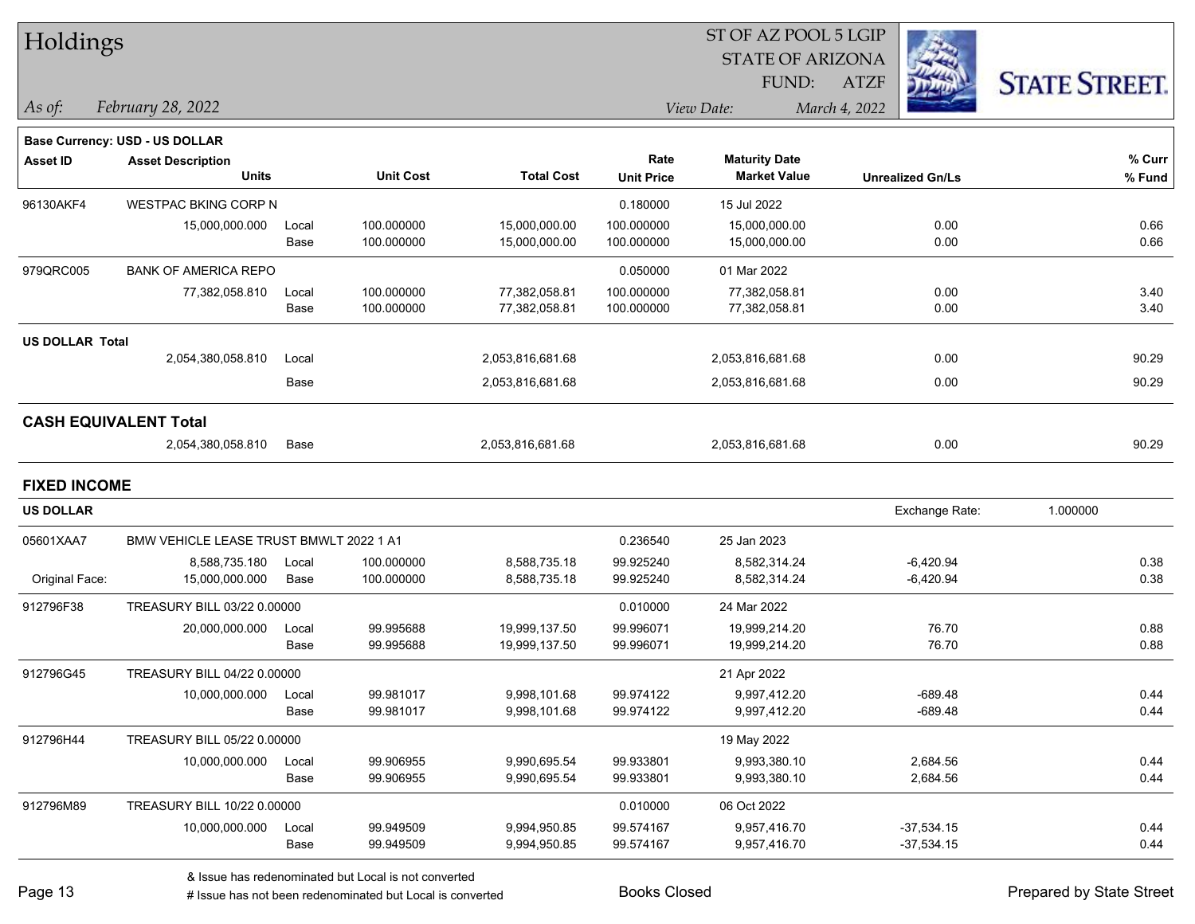# Holdings

ST OF AZ POOL 5 LGIP
STATE OF ARIZONA
FUND: ATZF

*As of: February 28, 2022* — *View Date: March 4, 2022*

**Base Currency: USD - US DOLLAR**

| Asset ID | Asset Description / Units | | Unit Cost | Total Cost | Rate / Unit Price | Maturity Date / Market Value | Unrealized Gn/Ls | % Curr / % Fund |
|---|---|---|---|---|---|---|---|---|
| 96130AKF4 | WESTPAC BKING CORP N | | | | 0.180000 | 15 Jul 2022 | | |
| | 15,000,000.000 | Local | 100.000000 | 15,000,000.00 | 100.000000 | 15,000,000.00 | 0.00 | 0.66 |
| | | Base | 100.000000 | 15,000,000.00 | 100.000000 | 15,000,000.00 | 0.00 | 0.66 |
| 979QRC005 | BANK OF AMERICA REPO | | | | 0.050000 | 01 Mar 2022 | | |
| | 77,382,058.810 | Local | 100.000000 | 77,382,058.81 | 100.000000 | 77,382,058.81 | 0.00 | 3.40 |
| | | Base | 100.000000 | 77,382,058.81 | 100.000000 | 77,382,058.81 | 0.00 | 3.40 |
| **US DOLLAR Total** | | | | | | | | |
| | 2,054,380,058.810 | Local | | 2,053,816,681.68 | | 2,053,816,681.68 | 0.00 | 90.29 |
| | | Base | | 2,053,816,681.68 | | 2,053,816,681.68 | 0.00 | 90.29 |
| **CASH EQUIVALENT Total** | | | | | | | | |
| | 2,054,380,058.810 | Base | | 2,053,816,681.68 | | 2,053,816,681.68 | 0.00 | 90.29 |

## FIXED INCOME

**US DOLLAR** — Exchange Rate: 1.000000

| Asset ID | Asset Description / Units | | Unit Cost | Total Cost | Rate / Unit Price | Maturity Date / Market Value | Unrealized Gn/Ls | % Curr / % Fund |
|---|---|---|---|---|---|---|---|---|
| 05601XAA7 | BMW VEHICLE LEASE TRUST BMWLT 2022 1 A1 | | | | 0.236540 | 25 Jan 2023 | | |
| | 8,588,735.180 | Local | 100.000000 | 8,588,735.18 | 99.925240 | 8,582,314.24 | -6,420.94 | 0.38 |
| Original Face: | 15,000,000.000 | Base | 100.000000 | 8,588,735.18 | 99.925240 | 8,582,314.24 | -6,420.94 | 0.38 |
| 912796F38 | TREASURY BILL 03/22 0.00000 | | | | 0.010000 | 24 Mar 2022 | | |
| | 20,000,000.000 | Local | 99.995688 | 19,999,137.50 | 99.996071 | 19,999,214.20 | 76.70 | 0.88 |
| | | Base | 99.995688 | 19,999,137.50 | 99.996071 | 19,999,214.20 | 76.70 | 0.88 |
| 912796G45 | TREASURY BILL 04/22 0.00000 | | | | | 21 Apr 2022 | | |
| | 10,000,000.000 | Local | 99.981017 | 9,998,101.68 | 99.974122 | 9,997,412.20 | -689.48 | 0.44 |
| | | Base | 99.981017 | 9,998,101.68 | 99.974122 | 9,997,412.20 | -689.48 | 0.44 |
| 912796H44 | TREASURY BILL 05/22 0.00000 | | | | | 19 May 2022 | | |
| | 10,000,000.000 | Local | 99.906955 | 9,990,695.54 | 99.933801 | 9,993,380.10 | 2,684.56 | 0.44 |
| | | Base | 99.906955 | 9,990,695.54 | 99.933801 | 9,993,380.10 | 2,684.56 | 0.44 |
| 912796M89 | TREASURY BILL 10/22 0.00000 | | | | 0.010000 | 06 Oct 2022 | | |
| | 10,000,000.000 | Local | 99.949509 | 9,994,950.85 | 99.574167 | 9,957,416.70 | -37,534.15 | 0.44 |
| | | Base | 99.949509 | 9,994,950.85 | 99.574167 | 9,957,416.70 | -37,534.15 | 0.44 |

& Issue has redenominated but Local is not converted
# Issue has not been redenominated but Local is converted

Books Closed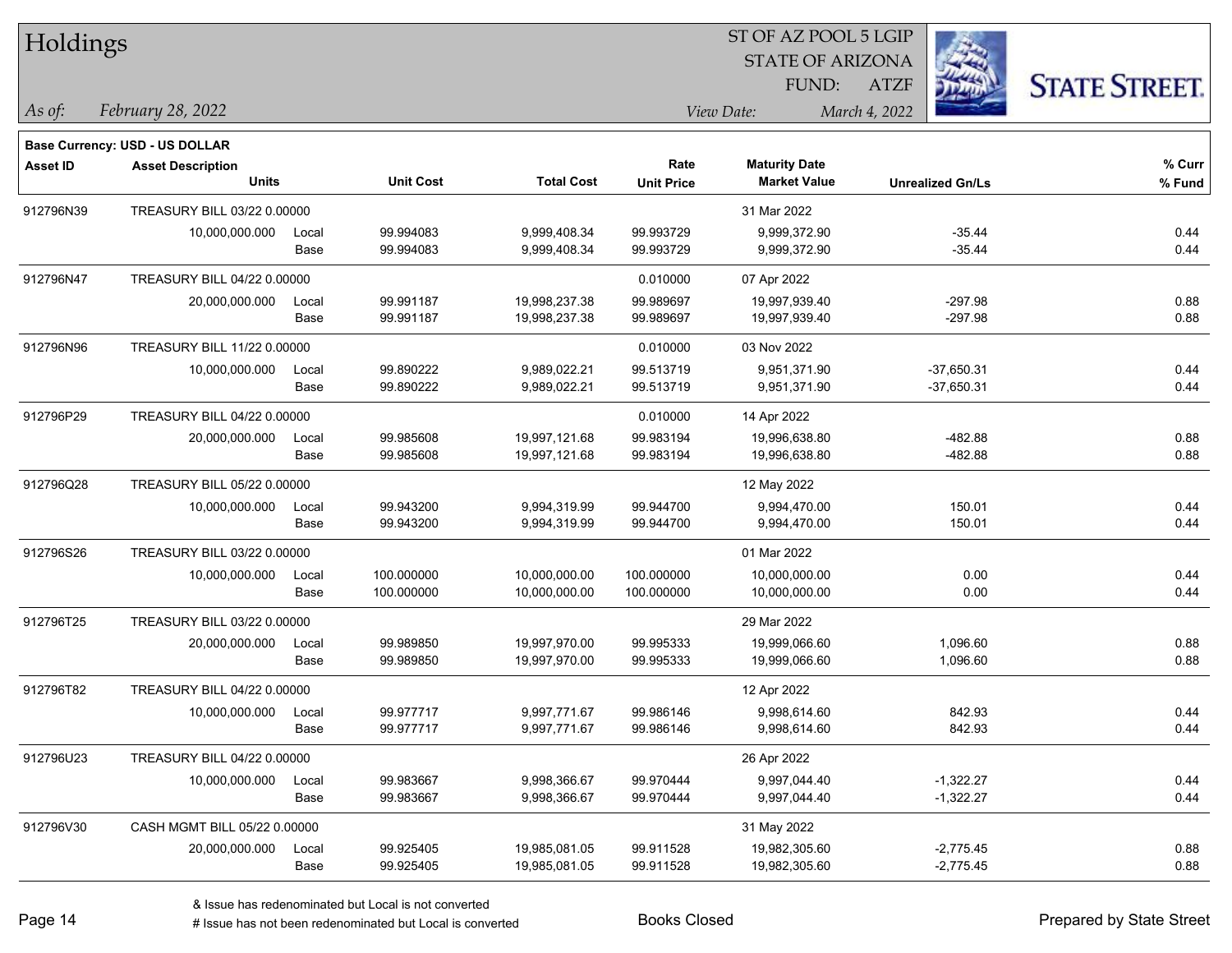# Holdings

ST OF AZ POOL 5 LGIP
STATE OF ARIZONA
FUND: ATZF

*As of:* *February 28, 2022*

*View Date:* *March 4, 2022*

**Base Currency: USD - US DOLLAR**

| Asset ID | Asset Description / Units | | Unit Cost | Total Cost | Rate / Unit Price | Maturity Date / Market Value | Unrealized Gn/Ls | % Curr / % Fund |
|---|---|---|---|---|---|---|---|---|
| 912796N39 | TREASURY BILL 03/22 0.00000 | | | | | 31 Mar 2022 | | |
| | 10,000,000.000 | Local | 99.994083 | 9,999,408.34 | 99.993729 | 9,999,372.90 | -35.44 | 0.44 |
| | | Base | 99.994083 | 9,999,408.34 | 99.993729 | 9,999,372.90 | -35.44 | 0.44 |
| 912796N47 | TREASURY BILL 04/22 0.00000 | | | | 0.010000 | 07 Apr 2022 | | |
| | 20,000,000.000 | Local | 99.991187 | 19,998,237.38 | 99.989697 | 19,997,939.40 | -297.98 | 0.88 |
| | | Base | 99.991187 | 19,998,237.38 | 99.989697 | 19,997,939.40 | -297.98 | 0.88 |
| 912796N96 | TREASURY BILL 11/22 0.00000 | | | | 0.010000 | 03 Nov 2022 | | |
| | 10,000,000.000 | Local | 99.890222 | 9,989,022.21 | 99.513719 | 9,951,371.90 | -37,650.31 | 0.44 |
| | | Base | 99.890222 | 9,989,022.21 | 99.513719 | 9,951,371.90 | -37,650.31 | 0.44 |
| 912796P29 | TREASURY BILL 04/22 0.00000 | | | | 0.010000 | 14 Apr 2022 | | |
| | 20,000,000.000 | Local | 99.985608 | 19,997,121.68 | 99.983194 | 19,996,638.80 | -482.88 | 0.88 |
| | | Base | 99.985608 | 19,997,121.68 | 99.983194 | 19,996,638.80 | -482.88 | 0.88 |
| 912796Q28 | TREASURY BILL 05/22 0.00000 | | | | | 12 May 2022 | | |
| | 10,000,000.000 | Local | 99.943200 | 9,994,319.99 | 99.944700 | 9,994,470.00 | 150.01 | 0.44 |
| | | Base | 99.943200 | 9,994,319.99 | 99.944700 | 9,994,470.00 | 150.01 | 0.44 |
| 912796S26 | TREASURY BILL 03/22 0.00000 | | | | | 01 Mar 2022 | | |
| | 10,000,000.000 | Local | 100.000000 | 10,000,000.00 | 100.000000 | 10,000,000.00 | 0.00 | 0.44 |
| | | Base | 100.000000 | 10,000,000.00 | 100.000000 | 10,000,000.00 | 0.00 | 0.44 |
| 912796T25 | TREASURY BILL 03/22 0.00000 | | | | | 29 Mar 2022 | | |
| | 20,000,000.000 | Local | 99.989850 | 19,997,970.00 | 99.995333 | 19,999,066.60 | 1,096.60 | 0.88 |
| | | Base | 99.989850 | 19,997,970.00 | 99.995333 | 19,999,066.60 | 1,096.60 | 0.88 |
| 912796T82 | TREASURY BILL 04/22 0.00000 | | | | | 12 Apr 2022 | | |
| | 10,000,000.000 | Local | 99.977717 | 9,997,771.67 | 99.986146 | 9,998,614.60 | 842.93 | 0.44 |
| | | Base | 99.977717 | 9,997,771.67 | 99.986146 | 9,998,614.60 | 842.93 | 0.44 |
| 912796U23 | TREASURY BILL 04/22 0.00000 | | | | | 26 Apr 2022 | | |
| | 10,000,000.000 | Local | 99.983667 | 9,998,366.67 | 99.970444 | 9,997,044.40 | -1,322.27 | 0.44 |
| | | Base | 99.983667 | 9,998,366.67 | 99.970444 | 9,997,044.40 | -1,322.27 | 0.44 |
| 912796V30 | CASH MGMT BILL 05/22 0.00000 | | | | | 31 May 2022 | | |
| | 20,000,000.000 | Local | 99.925405 | 19,985,081.05 | 99.911528 | 19,982,305.60 | -2,775.45 | 0.88 |
| | | Base | 99.925405 | 19,985,081.05 | 99.911528 | 19,982,305.60 | -2,775.45 | 0.88 |

& Issue has redenominated but Local is not converted
# Issue has not been redenominated but Local is converted

Books Closed

Prepared by State Street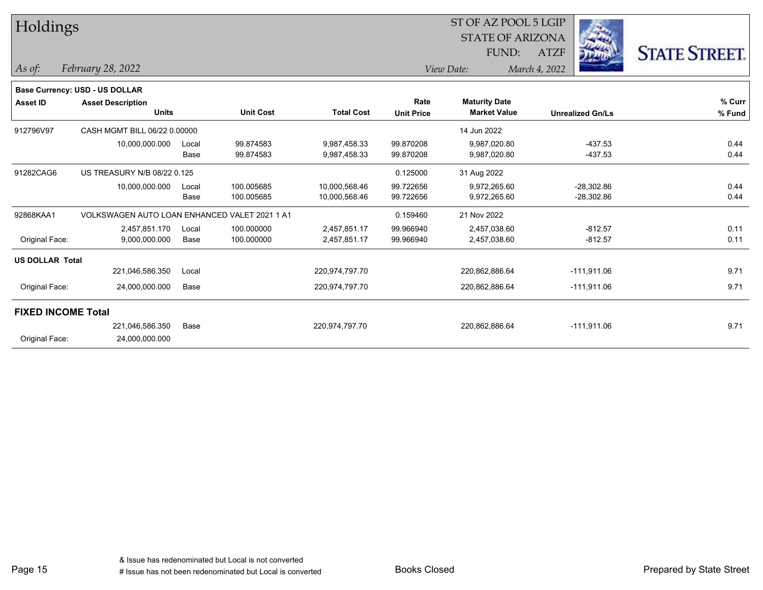# Holdings

ST OF AZ POOL 5 LGIP
STATE OF ARIZONA
FUND: ATZF

*As of:* *February 28, 2022*

*View Date:* *March 4, 2022*

**Base Currency: USD - US DOLLAR**

| Asset ID | Asset Description / Units | | Unit Cost | Total Cost | Rate / Unit Price | Maturity Date / Market Value | Unrealized Gn/Ls | % Curr / % Fund |
|---|---|---|---|---|---|---|---|---|
| 912796V97 | CASH MGMT BILL 06/22 0.00000 | | | | | 14 Jun 2022 | | |
| | 10,000,000.000 | Local | 99.874583 | 9,987,458.33 | 99.870208 | 9,987,020.80 | -437.53 | 0.44 |
| | | Base | 99.874583 | 9,987,458.33 | 99.870208 | 9,987,020.80 | -437.53 | 0.44 |
| 91282CAG6 | US TREASURY N/B 08/22 0.125 | | | | 0.125000 | 31 Aug 2022 | | |
| | 10,000,000.000 | Local | 100.005685 | 10,000,568.46 | 99.722656 | 9,972,265.60 | -28,302.86 | 0.44 |
| | | Base | 100.005685 | 10,000,568.46 | 99.722656 | 9,972,265.60 | -28,302.86 | 0.44 |
| 92868KAA1 | VOLKSWAGEN AUTO LOAN ENHANCED VALET 2021 1 A1 | | | | 0.159460 | 21 Nov 2022 | | |
| | 2,457,851.170 | Local | 100.000000 | 2,457,851.17 | 99.966940 | 2,457,038.60 | -812.57 | 0.11 |
| Original Face: | 9,000,000.000 | Base | 100.000000 | 2,457,851.17 | 99.966940 | 2,457,038.60 | -812.57 | 0.11 |
| **US DOLLAR Total** | | | | | | | | |
| | 221,046,586.350 | Local | | 220,974,797.70 | | 220,862,886.64 | -111,911.06 | 9.71 |
| Original Face: | 24,000,000.000 | Base | | 220,974,797.70 | | 220,862,886.64 | -111,911.06 | 9.71 |
| **FIXED INCOME Total** | | | | | | | | |
| | 221,046,586.350 | Base | | 220,974,797.70 | | 220,862,886.64 | -111,911.06 | 9.71 |
| Original Face: | 24,000,000.000 | | | | | | | |

& Issue has redenominated but Local is not converted
# Issue has not been redenominated but Local is converted

Books Closed

Prepared by State Street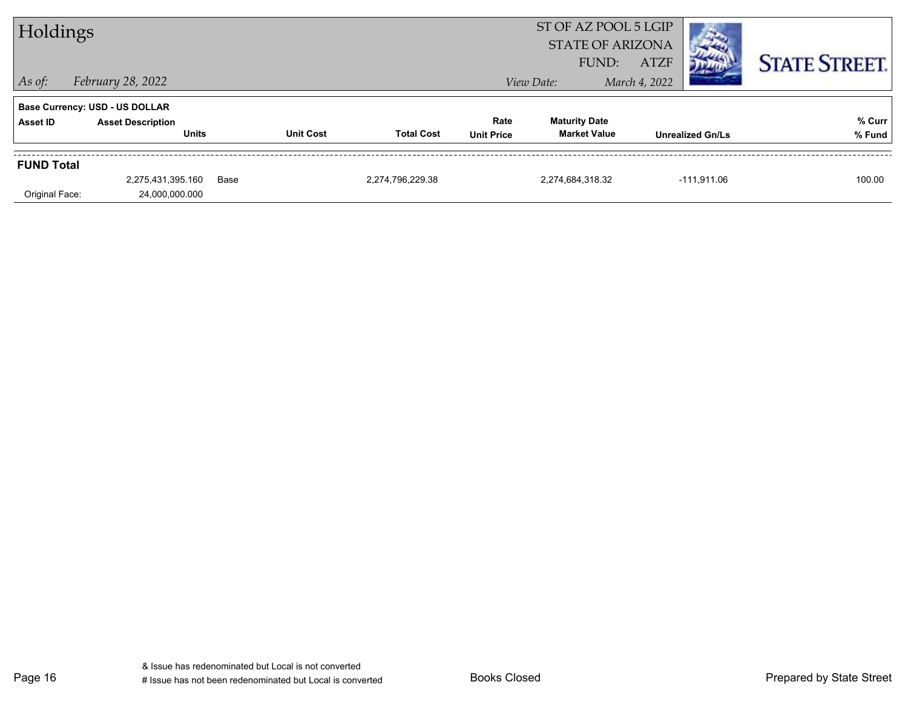# Holdings

ST OF AZ POOL 5 LGIP
STATE OF ARIZONA
FUND: ATZF

*As of:* *February 28, 2022*
*View Date:* *March 4, 2022*

STATE STREET.

**Base Currency: USD - US DOLLAR**

| Asset ID | Asset Description / Units | | Unit Cost | Total Cost | Rate / Unit Price | Maturity Date / Market Value | Unrealized Gn/Ls | % Curr / % Fund |
|---|---|---|---|---|---|---|---|---|
| **FUND Total** | | | | | | | | |
| | 2,275,431,395.160 | Base | | 2,274,796,229.38 | | 2,274,684,318.32 | -111,911.06 | 100.00 |
| Original Face: | 24,000,000.000 | | | | | | | |

& Issue has redenominated but Local is not converted
# Issue has not been redenominated but Local is converted

Books Closed

Prepared by State Street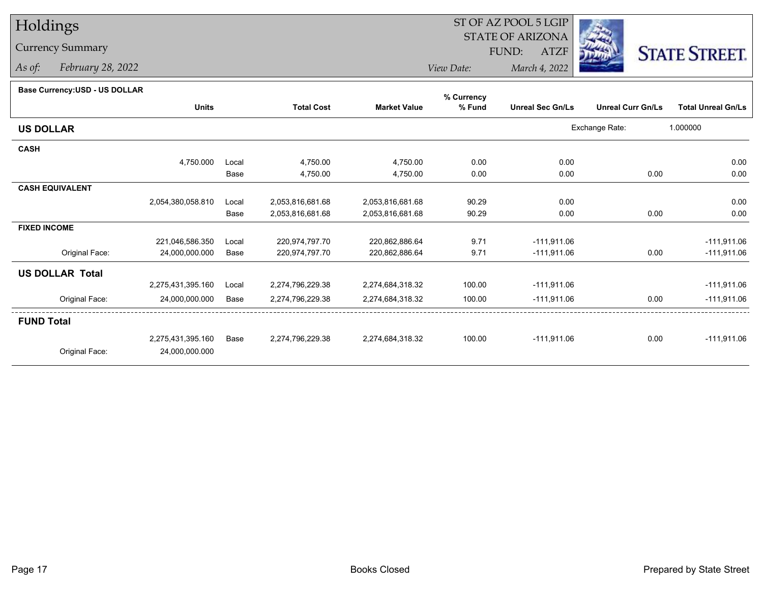# Holdings

## Currency Summary

*As of:* *February 28, 2022*

ST OF AZ POOL 5 LGIP
STATE OF ARIZONA
FUND: ATZF
*View Date:* *March 4, 2022*

STATE STREET.

**Base Currency:USD - US DOLLAR**

| | Units | | Total Cost | Market Value | % Currency % Fund | Unreal Sec Gn/Ls | Unreal Curr Gn/Ls | Total Unreal Gn/Ls |
|---|---|---|---|---|---|---|---|---|
| **US DOLLAR** | | | | | | | Exchange Rate: | 1.000000 |
| **CASH** | | | | | | | | |
| | 4,750.000 | Local | 4,750.00 | 4,750.00 | 0.00 | 0.00 | | 0.00 |
| | | Base | 4,750.00 | 4,750.00 | 0.00 | 0.00 | 0.00 | 0.00 |
| **CASH EQUIVALENT** | | | | | | | | |
| | 2,054,380,058.810 | Local | 2,053,816,681.68 | 2,053,816,681.68 | 90.29 | 0.00 | | 0.00 |
| | | Base | 2,053,816,681.68 | 2,053,816,681.68 | 90.29 | 0.00 | 0.00 | 0.00 |
| **FIXED INCOME** | | | | | | | | |
| | 221,046,586.350 | Local | 220,974,797.70 | 220,862,886.64 | 9.71 | -111,911.06 | | -111,911.06 |
| Original Face: | 24,000,000.000 | Base | 220,974,797.70 | 220,862,886.64 | 9.71 | -111,911.06 | 0.00 | -111,911.06 |
| **US DOLLAR Total** | | | | | | | | |
| | 2,275,431,395.160 | Local | 2,274,796,229.38 | 2,274,684,318.32 | 100.00 | -111,911.06 | | -111,911.06 |
| Original Face: | 24,000,000.000 | Base | 2,274,796,229.38 | 2,274,684,318.32 | 100.00 | -111,911.06 | 0.00 | -111,911.06 |
| **FUND Total** | | | | | | | | |
| | 2,275,431,395.160 | Base | 2,274,796,229.38 | 2,274,684,318.32 | 100.00 | -111,911.06 | 0.00 | -111,911.06 |
| Original Face: | 24,000,000.000 | | | | | | | |

Books Closed

Prepared by State Street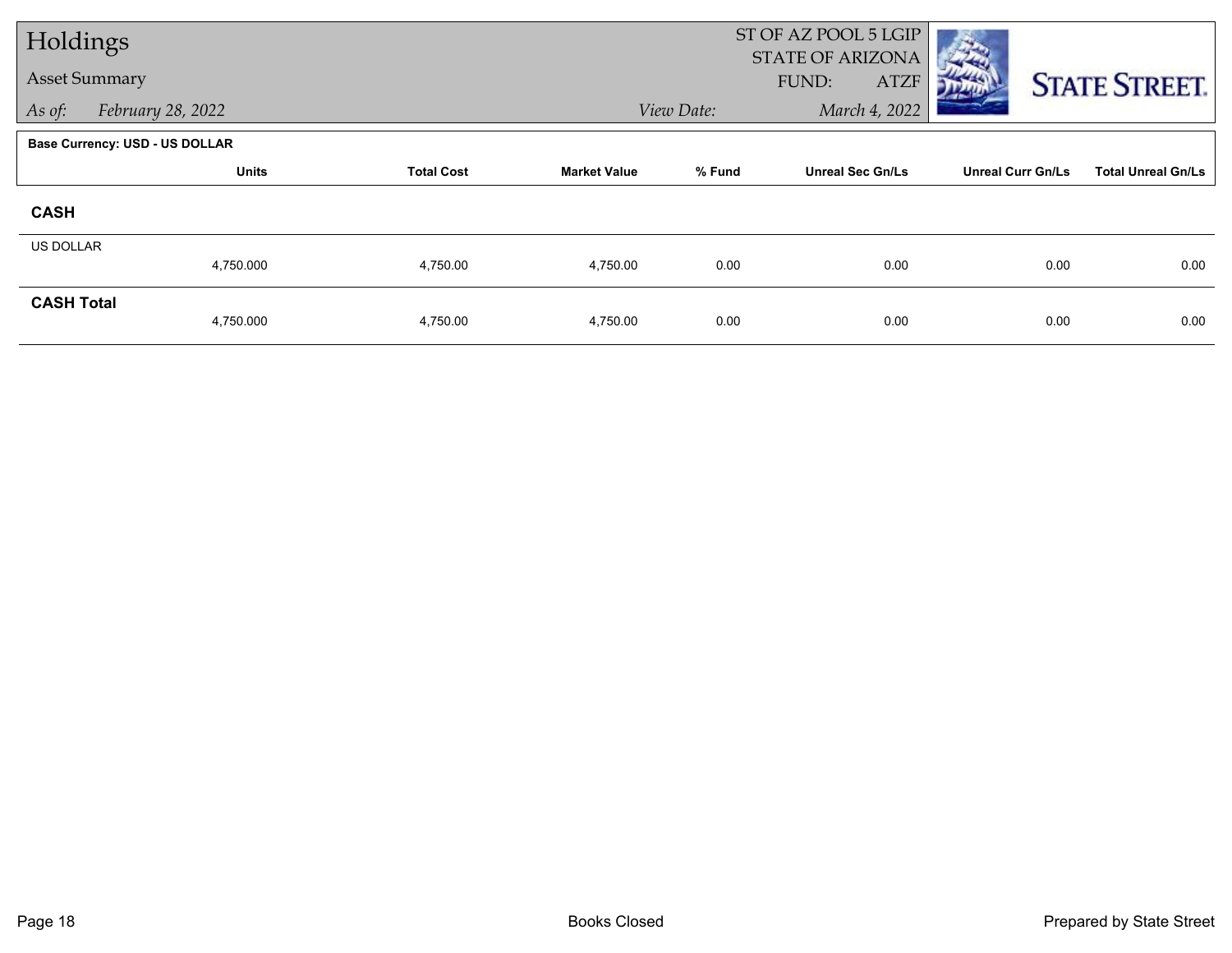# Holdings

## Asset Summary

*As of:* *February 28, 2022*

ST OF AZ POOL 5 LGIP
STATE OF ARIZONA
FUND: ATZF
*View Date:* *March 4, 2022*

**Base Currency: USD - US DOLLAR**

| | Units | Total Cost | Market Value | % Fund | Unreal Sec Gn/Ls | Unreal Curr Gn/Ls | Total Unreal Gn/Ls |
|---|---|---|---|---|---|---|---|
| **CASH** | | | | | | | |
| US DOLLAR | 4,750.000 | 4,750.00 | 4,750.00 | 0.00 | 0.00 | 0.00 | 0.00 |
| **CASH Total** | 4,750.000 | 4,750.00 | 4,750.00 | 0.00 | 0.00 | 0.00 | 0.00 |

Books Closed

Prepared by State Street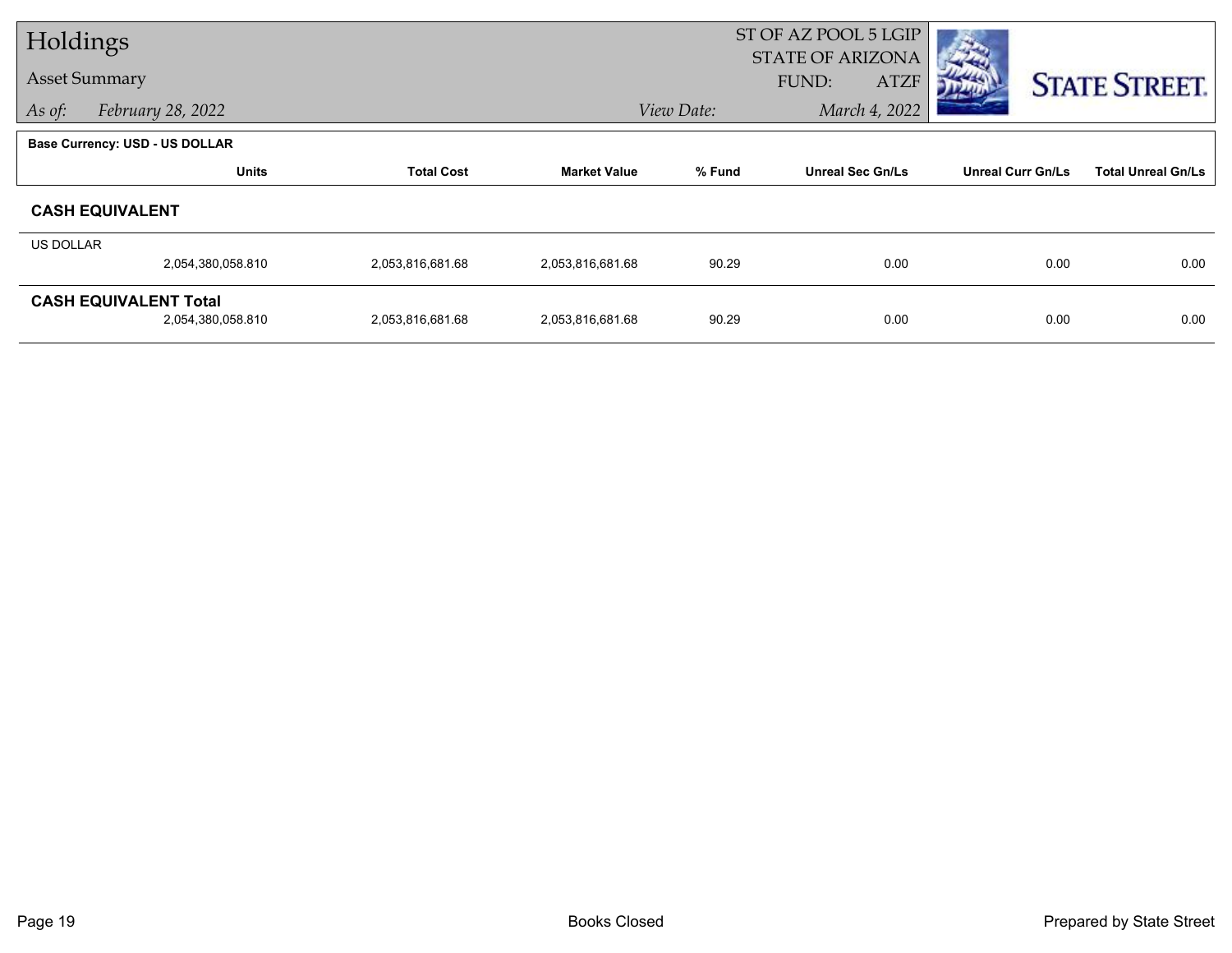# Holdings

## Asset Summary

*As of:* *February 28, 2022*

ST OF AZ POOL 5 LGIP
STATE OF ARIZONA
FUND: ATZF

*View Date:* *March 4, 2022*

STATE STREET.

**Base Currency: USD - US DOLLAR**

| | Units | Total Cost | Market Value | % Fund | Unreal Sec Gn/Ls | Unreal Curr Gn/Ls | Total Unreal Gn/Ls |
|---|---|---|---|---|---|---|---|
| **CASH EQUIVALENT** | | | | | | | |
| US DOLLAR | 2,054,380,058.810 | 2,053,816,681.68 | 2,053,816,681.68 | 90.29 | 0.00 | 0.00 | 0.00 |
| **CASH EQUIVALENT Total** | 2,054,380,058.810 | 2,053,816,681.68 | 2,053,816,681.68 | 90.29 | 0.00 | 0.00 | 0.00 |

Books Closed

Prepared by State Street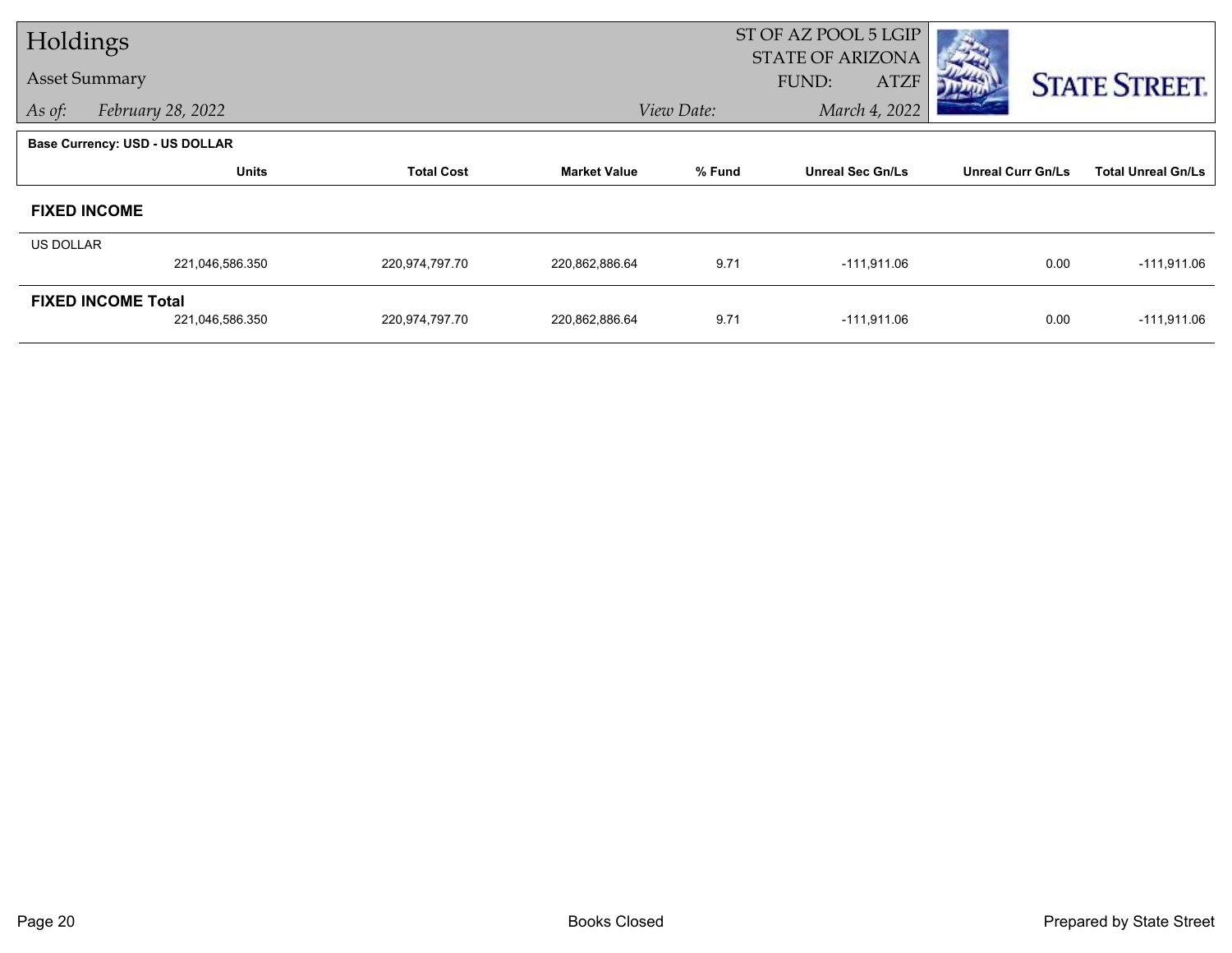# Holdings

## Asset Summary

*As of:* February 28, 2022

ST OF AZ POOL 5 LGIP
STATE OF ARIZONA
FUND: ATZF

*View Date:* March 4, 2022

**Base Currency: USD - US DOLLAR**

| | Units | Total Cost | Market Value | % Fund | Unreal Sec Gn/Ls | Unreal Curr Gn/Ls | Total Unreal Gn/Ls |
|---|---|---|---|---|---|---|---|
| **FIXED INCOME** | | | | | | | |
| US DOLLAR | 221,046,586.350 | 220,974,797.70 | 220,862,886.64 | 9.71 | -111,911.06 | 0.00 | -111,911.06 |
| **FIXED INCOME Total** | 221,046,586.350 | 220,974,797.70 | 220,862,886.64 | 9.71 | -111,911.06 | 0.00 | -111,911.06 |

Books Closed

Prepared by State Street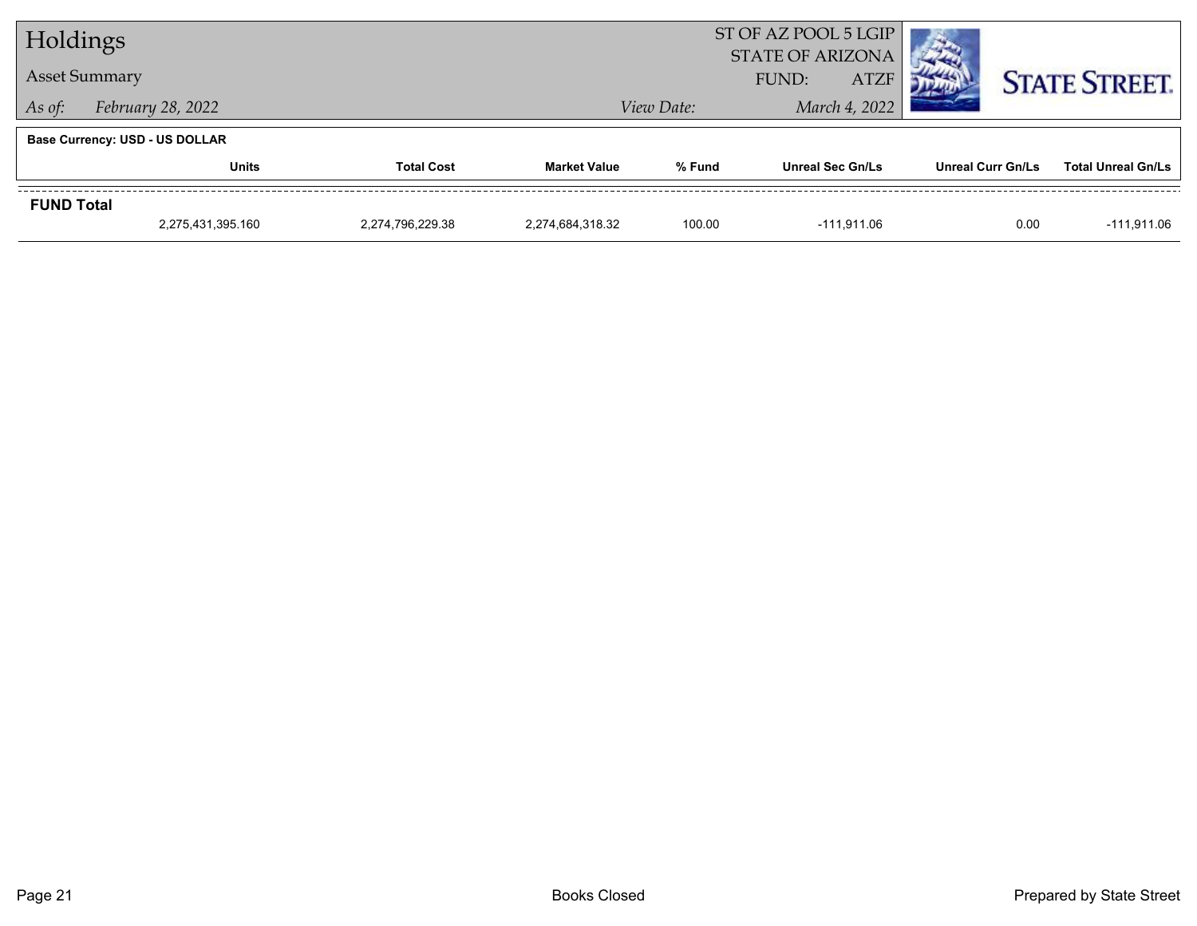# Holdings

## Asset Summary

*As of:* *February 28, 2022*

ST OF AZ POOL 5 LGIP
STATE OF ARIZONA
FUND: ATZF

*View Date:* *March 4, 2022*

**Base Currency: USD - US DOLLAR**

| | Units | Total Cost | Market Value | % Fund | Unreal Sec Gn/Ls | Unreal Curr Gn/Ls | Total Unreal Gn/Ls |
|---|---|---|---|---|---|---|---|
| **FUND Total** | 2,275,431,395.160 | 2,274,796,229.38 | 2,274,684,318.32 | 100.00 | -111,911.06 | 0.00 | -111,911.06 |

Books Closed

Prepared by State Street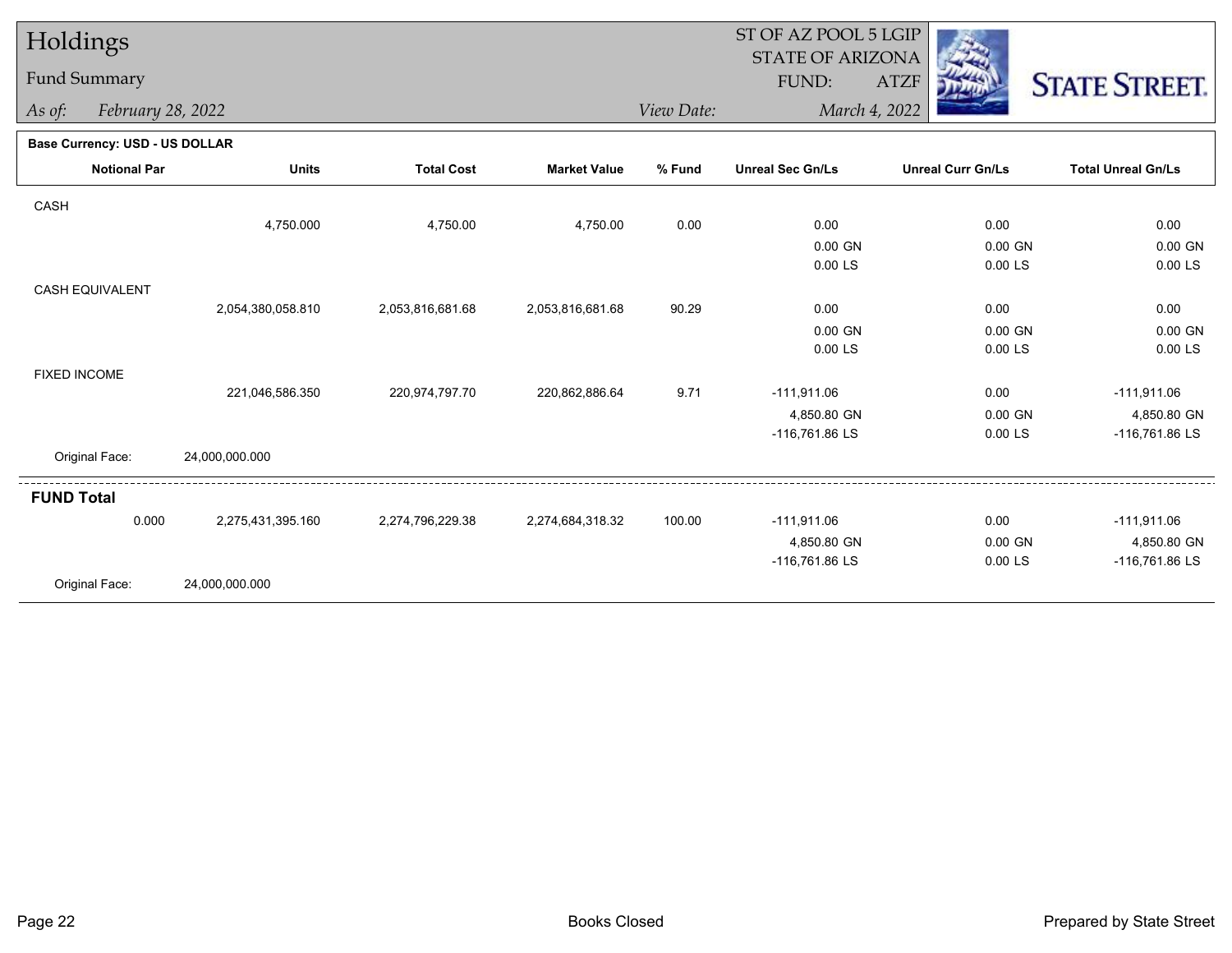# Holdings

## Fund Summary

*As of:* *February 28, 2022*

ST OF AZ POOL 5 LGIP
STATE OF ARIZONA
FUND: ATZF

*View Date:* *March 4, 2022*

STATE STREET.

**Base Currency: USD - US DOLLAR**

| Notional Par | Units | Total Cost | Market Value | % Fund | Unreal Sec Gn/Ls | Unreal Curr Gn/Ls | Total Unreal Gn/Ls |
|---|---|---|---|---|---|---|---|
| CASH | | | | | | | |
| | 4,750.000 | 4,750.00 | 4,750.00 | 0.00 | 0.00 | 0.00 | 0.00 |
| | | | | | 0.00 GN | 0.00 GN | 0.00 GN |
| | | | | | 0.00 LS | 0.00 LS | 0.00 LS |
| CASH EQUIVALENT | | | | | | | |
| | 2,054,380,058.810 | 2,053,816,681.68 | 2,053,816,681.68 | 90.29 | 0.00 | 0.00 | 0.00 |
| | | | | | 0.00 GN | 0.00 GN | 0.00 GN |
| | | | | | 0.00 LS | 0.00 LS | 0.00 LS |
| FIXED INCOME | | | | | | | |
| | 221,046,586.350 | 220,974,797.70 | 220,862,886.64 | 9.71 | -111,911.06 | 0.00 | -111,911.06 |
| | | | | | 4,850.80 GN | 0.00 GN | 4,850.80 GN |
| | | | | | -116,761.86 LS | 0.00 LS | -116,761.86 LS |
| Original Face: | 24,000,000.000 | | | | | | |
| **FUND Total** | | | | | | | |
| 0.000 | 2,275,431,395.160 | 2,274,796,229.38 | 2,274,684,318.32 | 100.00 | -111,911.06 | 0.00 | -111,911.06 |
| | | | | | 4,850.80 GN | 0.00 GN | 4,850.80 GN |
| | | | | | -116,761.86 LS | 0.00 LS | -116,761.86 LS |
| Original Face: | 24,000,000.000 | | | | | | |

Books Closed

Prepared by State Street